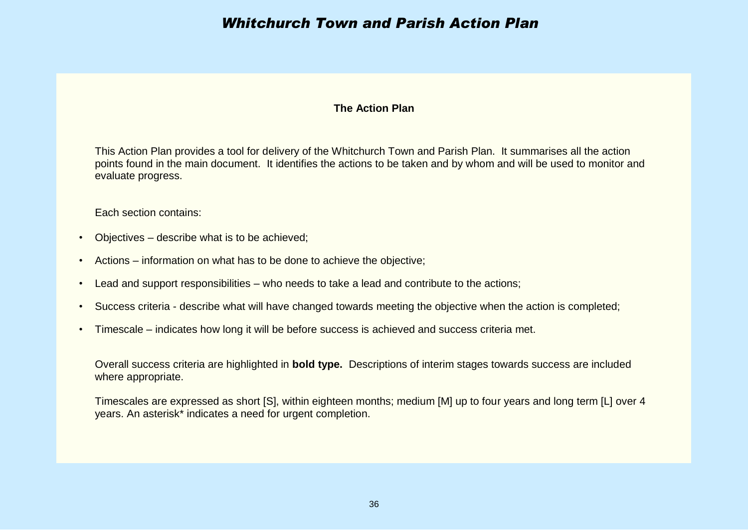# Whitchurch Town and Parish Action Plan

## The Action Plan

This Action Plan provides a tool for delivery of the Whitchurch Town and Parish Plan. It summarises all the action points found in the main document. It identifies the actions to be taken and by whom and will be used to monitor and evaluate progress.

Each section contains:

- Objectives – describe what is to be achieved;
- Actions – information on what has to be done to achieve the objective;
- Lead and support responsibilities – who needs to take a lead and contribute to the actions;
- Success criteria - describe what will have changed towards meeting the objective when the action is completed;
- Timescale – indicates how long it will be before success is achieved and success criteria met.

Overall success criteria are highlighted in **bold type.** Descriptions of interim stages towards success are included where appropriate.

Timescales are expressed as short [S], within eighteen months; medium [M] up to four years and long term [L] over 4 years. An asterisk* indicates a need for urgent completion.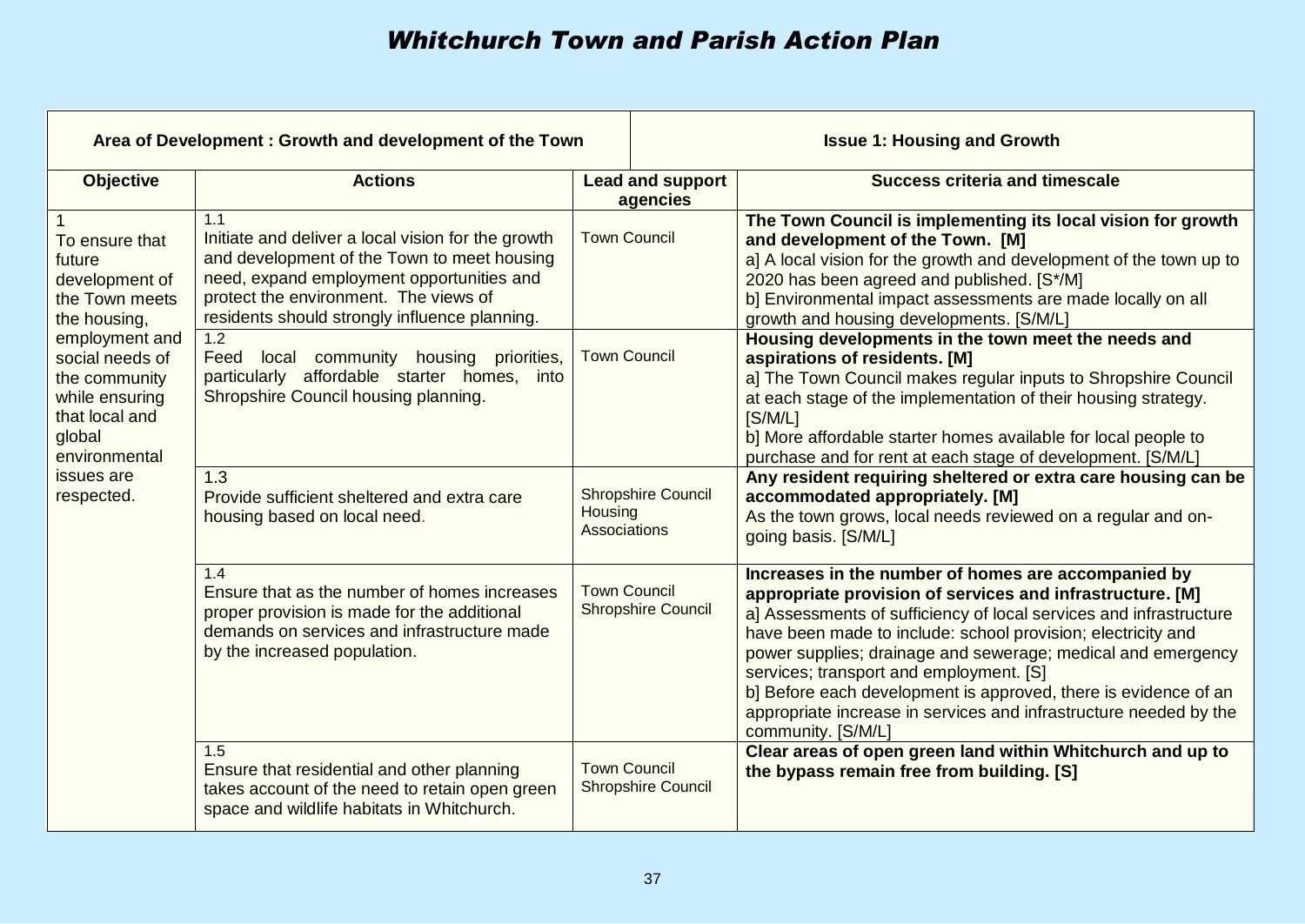# *Whitchurch Town and Parish Action Plan*

| Area of Development : Growth and development of the Town | | Issue 1: Housing and Growth | |
|---|---|---|---|
| **Objective** | **Actions** | **Lead and support agencies** | **Success criteria and timescale** |
| 1<br>To ensure that future development of the Town meets the housing, employment and social needs of the community while ensuring that local and global environmental issues are respected. | 1.1<br>Initiate and deliver a local vision for the growth and development of the Town to meet housing need, expand employment opportunities and protect the environment. The views of residents should strongly influence planning. | Town Council | **The Town Council is implementing its local vision for growth and development of the Town. [M]**<br>a] A local vision for the growth and development of the town up to 2020 has been agreed and published. [S*/M]<br>b] Environmental impact assessments are made locally on all growth and housing developments. [S/M/L] |
| | 1.2<br>Feed local community housing priorities, particularly affordable starter homes, into Shropshire Council housing planning. | Town Council | **Housing developments in the town meet the needs and aspirations of residents. [M]**<br>a] The Town Council makes regular inputs to Shropshire Council at each stage of the implementation of their housing strategy. [S/M/L]<br>b] More affordable starter homes available for local people to purchase and for rent at each stage of development. [S/M/L] |
| | 1.3<br>Provide sufficient sheltered and extra care housing based on local need. | Shropshire Council<br>Housing Associations | **Any resident requiring sheltered or extra care housing can be accommodated appropriately. [M]**<br>As the town grows, local needs reviewed on a regular and on-going basis. [S/M/L] |
| | 1.4<br>Ensure that as the number of homes increases proper provision is made for the additional demands on services and infrastructure made by the increased population. | Town Council<br>Shropshire Council | **Increases in the number of homes are accompanied by appropriate provision of services and infrastructure. [M]**<br>a] Assessments of sufficiency of local services and infrastructure have been made to include: school provision; electricity and power supplies; drainage and sewerage; medical and emergency services; transport and employment. [S]<br>b] Before each development is approved, there is evidence of an appropriate increase in services and infrastructure needed by the community. [S/M/L] |
| | 1.5<br>Ensure that residential and other planning takes account of the need to retain open green space and wildlife habitats in Whitchurch. | Town Council<br>Shropshire Council | **Clear areas of open green land within Whitchurch and up to the bypass remain free from building. [S]** |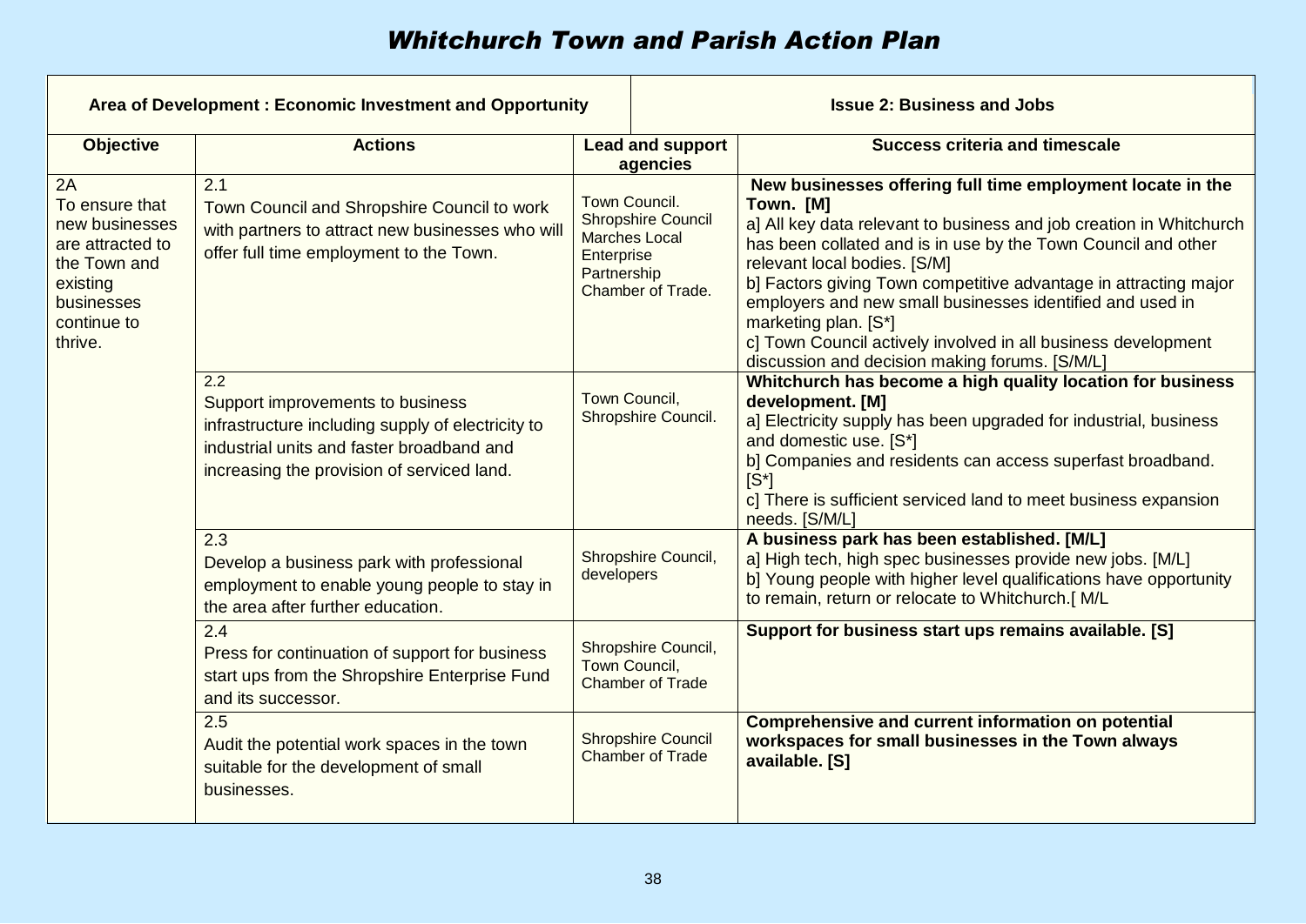# *Whitchurch Town and Parish Action Plan*

| Area of Development : Economic Investment and Opportunity | | | Issue 2: Business and Jobs |
|---|---|---|---|
| **Objective** | **Actions** | **Lead and support agencies** | **Success criteria and timescale** |
| 2A<br>To ensure that new businesses are attracted to the Town and existing businesses continue to thrive. | 2.1<br>Town Council and Shropshire Council to work with partners to attract new businesses who will offer full time employment to the Town. | Town Council.<br>Shropshire Council<br>Marches Local Enterprise Partnership<br>Chamber of Trade. | **New businesses offering full time employment locate in the Town. [M]**<br>a] All key data relevant to business and job creation in Whitchurch has been collated and is in use by the Town Council and other relevant local bodies. [S/M]<br>b] Factors giving Town competitive advantage in attracting major employers and new small businesses identified and used in marketing plan. [S*]<br>c] Town Council actively involved in all business development discussion and decision making forums. [S/M/L] |
| | 2.2<br>Support improvements to business infrastructure including supply of electricity to industrial units and faster broadband and increasing the provision of serviced land. | Town Council,<br>Shropshire Council. | **Whitchurch has become a high quality location for business development. [M]**<br>a] Electricity supply has been upgraded for industrial, business and domestic use. [S*]<br>b] Companies and residents can access superfast broadband. [S*]<br>c] There is sufficient serviced land to meet business expansion needs. [S/M/L] |
| | 2.3<br>Develop a business park with professional employment to enable young people to stay in the area after further education. | Shropshire Council, developers | **A business park has been established. [M/L]**<br>a] High tech, high spec businesses provide new jobs. [M/L]<br>b] Young people with higher level qualifications have opportunity to remain, return or relocate to Whitchurch.[ M/L |
| | 2.4<br>Press for continuation of support for business start ups from the Shropshire Enterprise Fund and its successor. | Shropshire Council,<br>Town Council,<br>Chamber of Trade | **Support for business start ups remains available. [S]** |
| | 2.5<br>Audit the potential work spaces in the town suitable for the development of small businesses. | Shropshire Council<br>Chamber of Trade | **Comprehensive and current information on potential workspaces for small businesses in the Town always available. [S]** |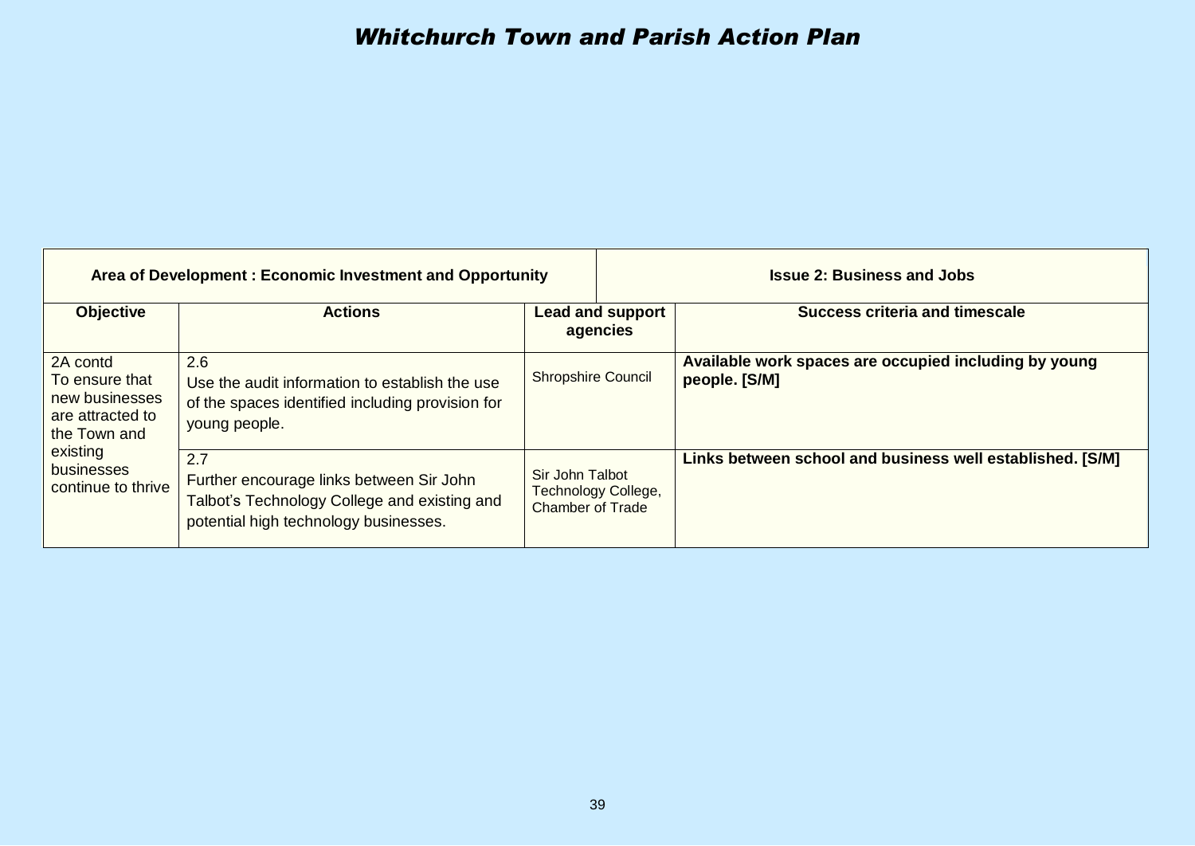# *Whitchurch Town and Parish Action Plan*

| Area of Development : Economic Investment and Opportunity | | Issue 2: Business and Jobs | |
|---|---|---|---|
| **Objective** | **Actions** | **Lead and support agencies** | **Success criteria and timescale** |
| 2A contd To ensure that new businesses are attracted to the Town and existing businesses continue to thrive | 2.6 Use the audit information to establish the use of the spaces identified including provision for young people. | Shropshire Council | **Available work spaces are occupied including by young people. [S/M]** |
| | 2.7 Further encourage links between Sir John Talbot's Technology College and existing and potential high technology businesses. | Sir John Talbot Technology College, Chamber of Trade | **Links between school and business well established. [S/M]** |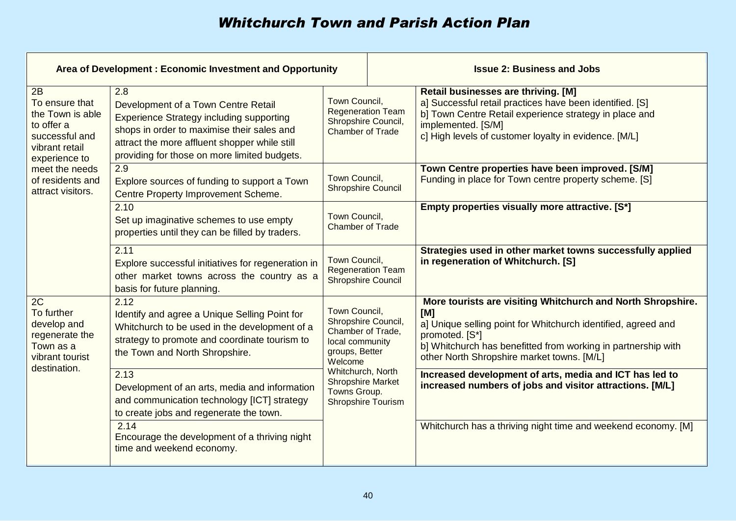# *Whitchurch Town and Parish Action Plan*

| Area of Development : Economic Investment and Opportunity | | | Issue 2: Business and Jobs |
|---|---|---|---|
| 2B To ensure that the Town is able to offer a successful and vibrant retail experience to meet the needs of residents and attract visitors. | 2.8 Development of a Town Centre Retail Experience Strategy including supporting shops in order to maximise their sales and attract the more affluent shopper while still providing for those on more limited budgets. | Town Council, Regeneration Team Shropshire Council, Chamber of Trade | **Retail businesses are thriving. [M]**<br>a] Successful retail practices have been identified. [S]<br>b] Town Centre Retail experience strategy in place and implemented. [S/M]<br>c] High levels of customer loyalty in evidence. [M/L] |
| | 2.9 Explore sources of funding to support a Town Centre Property Improvement Scheme. | Town Council, Shropshire Council | **Town Centre properties have been improved. [S/M]**<br>Funding in place for Town centre property scheme. [S] |
| | 2.10 Set up imaginative schemes to use empty properties until they can be filled by traders. | Town Council, Chamber of Trade | **Empty properties visually more attractive. [S*]** |
| | 2.11 Explore successful initiatives for regeneration in other market towns across the country as a basis for future planning. | Town Council, Regeneration Team Shropshire Council | **Strategies used in other market towns successfully applied in regeneration of Whitchurch. [S]** |
| 2C To further develop and regenerate the Town as a vibrant tourist destination. | 2.12 Identify and agree a Unique Selling Point for Whitchurch to be used in the development of a strategy to promote and coordinate tourism to the Town and North Shropshire. | Town Council, Shropshire Council, Chamber of Trade, local community groups, Better Welcome Whitchurch, North Shropshire Market Towns Group. Shropshire Tourism | **More tourists are visiting Whitchurch and North Shropshire. [M]**<br>a] Unique selling point for Whitchurch identified, agreed and promoted. [S*]<br>b] Whitchurch has benefitted from working in partnership with other North Shropshire market towns. [M/L] |
| | 2.13 Development of an arts, media and information and communication technology [ICT] strategy to create jobs and regenerate the town. | | **Increased development of arts, media and ICT has led to increased numbers of jobs and visitor attractions. [M/L]** |
| | 2.14 Encourage the development of a thriving night time and weekend economy. | | Whitchurch has a thriving night time and weekend economy. [M] |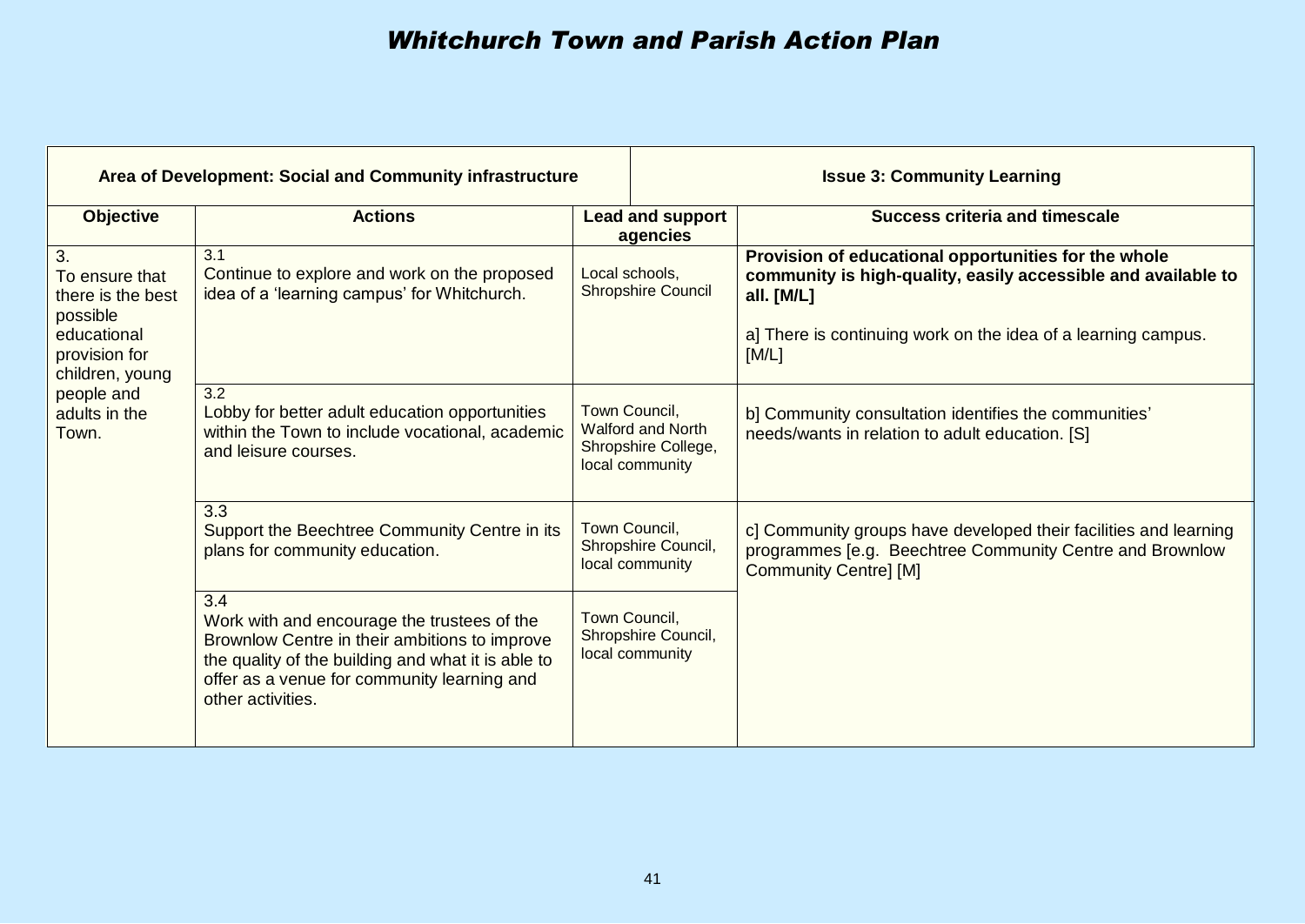# *Whitchurch Town and Parish Action Plan*

| **Area of Development: Social and Community infrastructure** | | | **Issue 3: Community Learning** |
|---|---|---|---|
| **Objective** | **Actions** | **Lead and support agencies** | **Success criteria and timescale** |
| 3. To ensure that there is the best possible educational provision for children, young people and adults in the Town. | 3.1 Continue to explore and work on the proposed idea of a 'learning campus' for Whitchurch. | Local schools, Shropshire Council | **Provision of educational opportunities for the whole community is high-quality, easily accessible and available to all. [M/L]** <br><br> a] There is continuing work on the idea of a learning campus. [M/L] |
| | 3.2 Lobby for better adult education opportunities within the Town to include vocational, academic and leisure courses. | Town Council, Walford and North Shropshire College, local community | b] Community consultation identifies the communities' needs/wants in relation to adult education. [S] |
| | 3.3 Support the Beechtree Community Centre in its plans for community education. | Town Council, Shropshire Council, local community | c] Community groups have developed their facilities and learning programmes [e.g. Beechtree Community Centre and Brownlow Community Centre] [M] |
| | 3.4 Work with and encourage the trustees of the Brownlow Centre in their ambitions to improve the quality of the building and what it is able to offer as a venue for community learning and other activities. | Town Council, Shropshire Council, local community | |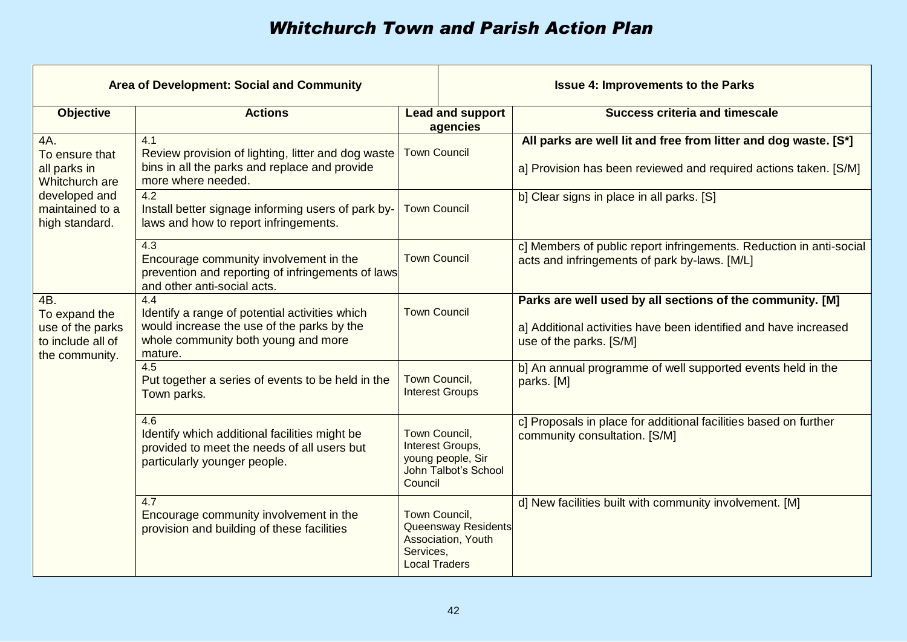# Whitchurch Town and Parish Action Plan

| Area of Development: Social and Community | | Issue 4: Improvements to the Parks | |
|---|---|---|---|
| **Objective** | **Actions** | **Lead and support agencies** | **Success criteria and timescale** |
| 4A. To ensure that all parks in Whitchurch are developed and maintained to a high standard. | 4.1 Review provision of lighting, litter and dog waste bins in all the parks and replace and provide more where needed. | Town Council | **All parks are well lit and free from litter and dog waste. [S*]** a] Provision has been reviewed and required actions taken. [S/M] |
| | 4.2 Install better signage informing users of park by-laws and how to report infringements. | Town Council | b] Clear signs in place in all parks. [S] |
| | 4.3 Encourage community involvement in the prevention and reporting of infringements of laws and other anti-social acts. | Town Council | c] Members of public report infringements. Reduction in anti-social acts and infringements of park by-laws. [M/L] |
| 4B. To expand the use of the parks to include all of the community. | 4.4 Identify a range of potential activities which would increase the use of the parks by the whole community both young and more mature. | Town Council | **Parks are well used by all sections of the community. [M]** a] Additional activities have been identified and have increased use of the parks. [S/M] |
| | 4.5 Put together a series of events to be held in the Town parks. | Town Council, Interest Groups | b] An annual programme of well supported events held in the parks. [M] |
| | 4.6 Identify which additional facilities might be provided to meet the needs of all users but particularly younger people. | Town Council, Interest Groups, young people, Sir John Talbot's School Council | c] Proposals in place for additional facilities based on further community consultation. [S/M] |
| | 4.7 Encourage community involvement in the provision and building of these facilities | Town Council, Queensway Residents Association, Youth Services, Local Traders | d] New facilities built with community involvement. [M] |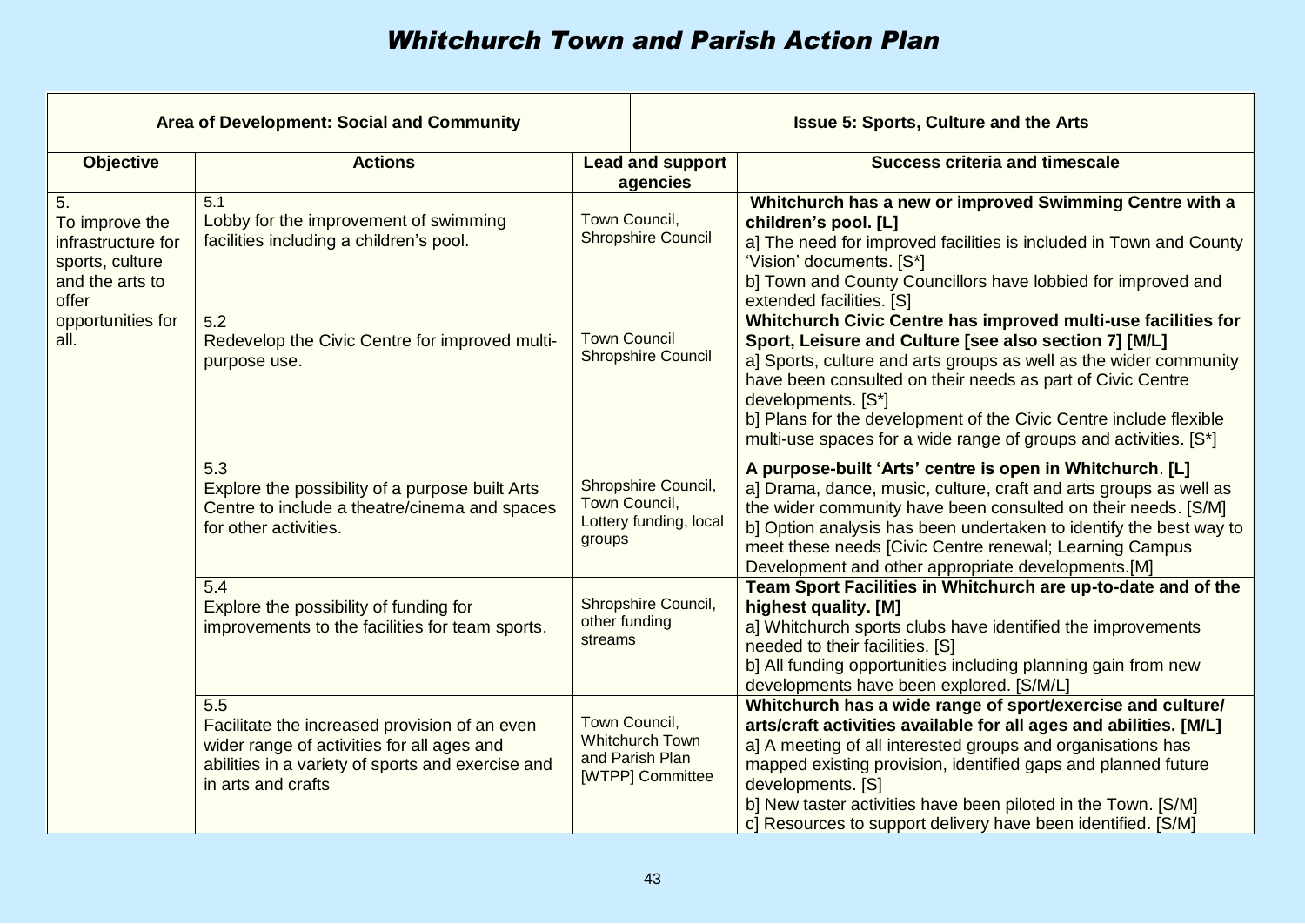# *Whitchurch Town and Parish Action Plan*

| Area of Development: Social and Community | | Issue 5: Sports, Culture and the Arts | |
|---|---|---|---|
| **Objective** | **Actions** | **Lead and support agencies** | **Success criteria and timescale** |
| 5. To improve the infrastructure for sports, culture and the arts to offer opportunities for all. | 5.1 Lobby for the improvement of swimming facilities including a children's pool. | Town Council, Shropshire Council | **Whitchurch has a new or improved Swimming Centre with a children's pool. [L]**<br>a] The need for improved facilities is included in Town and County 'Vision' documents. [S*]<br>b] Town and County Councillors have lobbied for improved and extended facilities. [S] |
| | 5.2 Redevelop the Civic Centre for improved multi-purpose use. | Town Council Shropshire Council | **Whitchurch Civic Centre has improved multi-use facilities for Sport, Leisure and Culture [see also section 7] [M/L]**<br>a] Sports, culture and arts groups as well as the wider community have been consulted on their needs as part of Civic Centre developments. [S*]<br>b] Plans for the development of the Civic Centre include flexible multi-use spaces for a wide range of groups and activities. [S*] |
| | 5.3 Explore the possibility of a purpose built Arts Centre to include a theatre/cinema and spaces for other activities. | Shropshire Council, Town Council, Lottery funding, local groups | **A purpose-built 'Arts' centre is open in Whitchurch. [L]**<br>a] Drama, dance, music, culture, craft and arts groups as well as the wider community have been consulted on their needs. [S/M]<br>b] Option analysis has been undertaken to identify the best way to meet these needs [Civic Centre renewal; Learning Campus Development and other appropriate developments.[M] |
| | 5.4 Explore the possibility of funding for improvements to the facilities for team sports. | Shropshire Council, other funding streams | **Team Sport Facilities in Whitchurch are up-to-date and of the highest quality. [M]**<br>a] Whitchurch sports clubs have identified the improvements needed to their facilities. [S]<br>b] All funding opportunities including planning gain from new developments have been explored. [S/M/L] |
| | 5.5 Facilitate the increased provision of an even wider range of activities for all ages and abilities in a variety of sports and exercise and in arts and crafts | Town Council, Whitchurch Town and Parish Plan [WTPP] Committee | **Whitchurch has a wide range of sport/exercise and culture/ arts/craft activities available for all ages and abilities. [M/L]**<br>a] A meeting of all interested groups and organisations has mapped existing provision, identified gaps and planned future developments. [S]<br>b] New taster activities have been piloted in the Town. [S/M]<br>c] Resources to support delivery have been identified. [S/M] |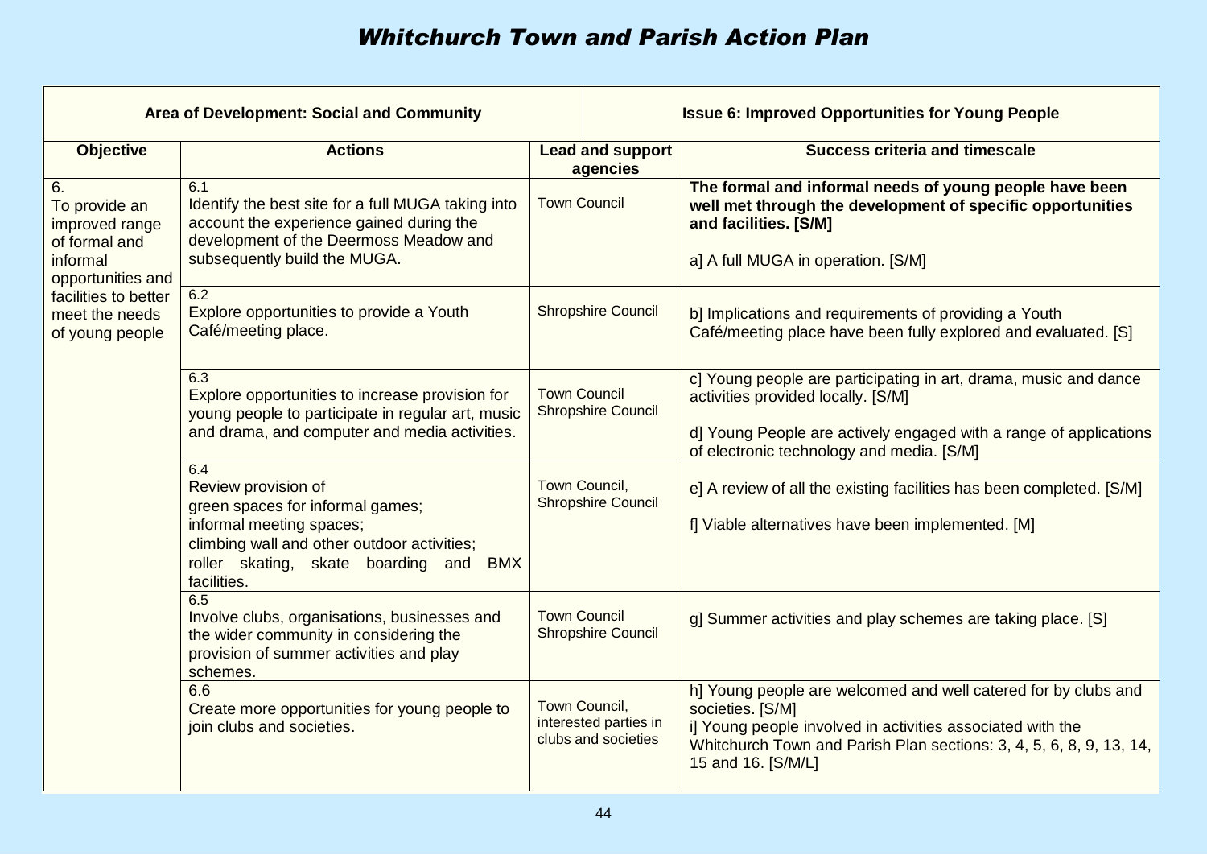# *Whitchurch Town and Parish Action Plan*

| **Area of Development: Social and Community** | | | **Issue 6: Improved Opportunities for Young People** |
|---|---|---|---|
| **Objective** | **Actions** | **Lead and support agencies** | **Success criteria and timescale** |
| 6. To provide an improved range of formal and informal opportunities and facilities to better meet the needs of young people | 6.1 Identify the best site for a full MUGA taking into account the experience gained during the development of the Deermoss Meadow and subsequently build the MUGA. | Town Council | **The formal and informal needs of young people have been well met through the development of specific opportunities and facilities. [S/M]**<br><br>a] A full MUGA in operation. [S/M] |
| | 6.2 Explore opportunities to provide a Youth Café/meeting place. | Shropshire Council | b] Implications and requirements of providing a Youth Café/meeting place have been fully explored and evaluated. [S] |
| | 6.3 Explore opportunities to increase provision for young people to participate in regular art, music and drama, and computer and media activities. | Town Council<br>Shropshire Council | c] Young people are participating in art, drama, music and dance activities provided locally. [S/M]<br><br>d] Young People are actively engaged with a range of applications of electronic technology and media. [S/M] |
| | 6.4 Review provision of<br>green spaces for informal games;<br>informal meeting spaces;<br>climbing wall and other outdoor activities;<br>roller skating, skate boarding and BMX facilities. | Town Council,<br>Shropshire Council | e] A review of all the existing facilities has been completed. [S/M]<br><br>f] Viable alternatives have been implemented. [M] |
| | 6.5 Involve clubs, organisations, businesses and the wider community in considering the provision of summer activities and play schemes. | Town Council<br>Shropshire Council | g] Summer activities and play schemes are taking place. [S] |
| | 6.6 Create more opportunities for young people to join clubs and societies. | Town Council,<br>interested parties in clubs and societies | h] Young people are welcomed and well catered for by clubs and societies. [S/M]<br>i] Young people involved in activities associated with the Whitchurch Town and Parish Plan sections: 3, 4, 5, 6, 8, 9, 13, 14, 15 and 16. [S/M/L] |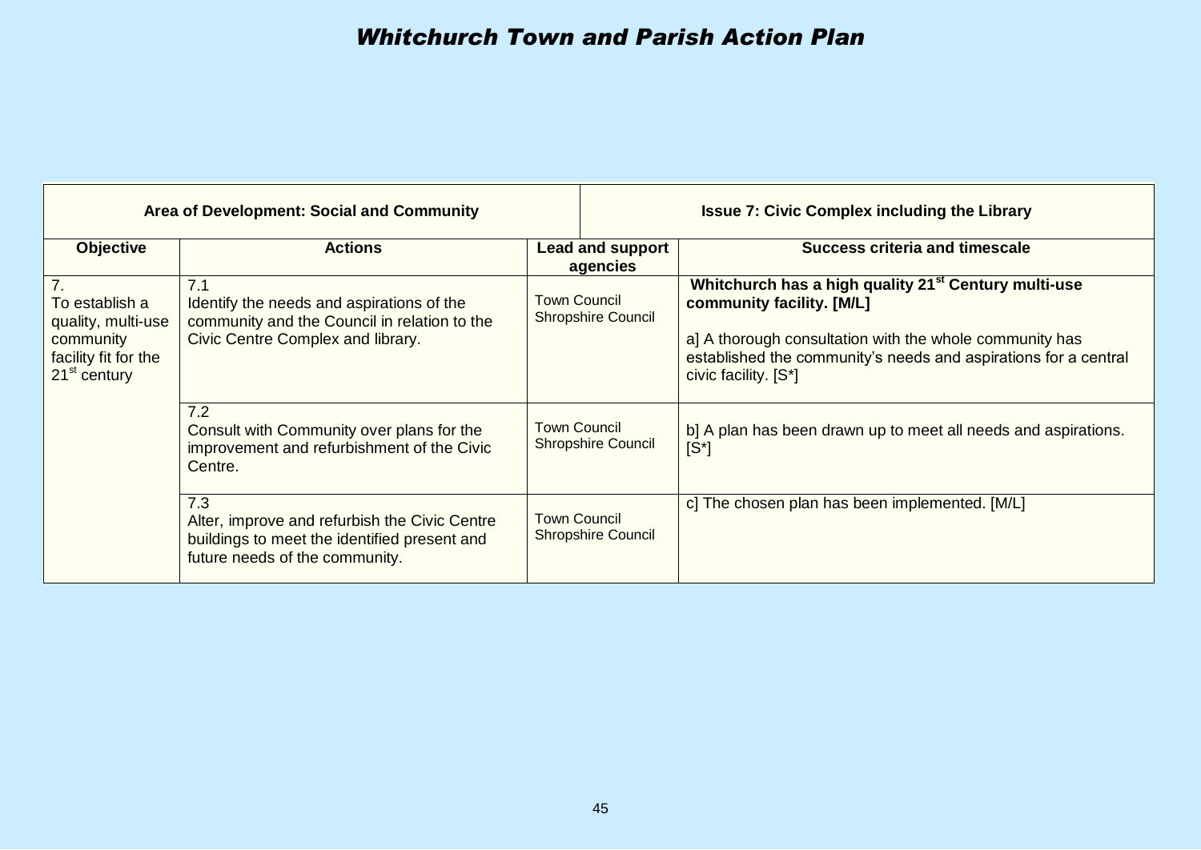# *Whitchurch Town and Parish Action Plan*

| **Area of Development: Social and Community** | | | **Issue 7: Civic Complex including the Library** |
|---|---|---|---|
| **Objective** | **Actions** | **Lead and support agencies** | **Success criteria and timescale** |
| 7. To establish a quality, multi-use community facility fit for the 21st century | 7.1 Identify the needs and aspirations of the community and the Council in relation to the Civic Centre Complex and library. | Town Council<br>Shropshire Council | **Whitchurch has a high quality 21st Century multi-use community facility. [M/L]**<br><br>a] A thorough consultation with the whole community has established the community's needs and aspirations for a central civic facility. [S*] |
| | 7.2 Consult with Community over plans for the improvement and refurbishment of the Civic Centre. | Town Council<br>Shropshire Council | b] A plan has been drawn up to meet all needs and aspirations. [S*] |
| | 7.3 Alter, improve and refurbish the Civic Centre buildings to meet the identified present and future needs of the community. | Town Council<br>Shropshire Council | c] The chosen plan has been implemented. [M/L] |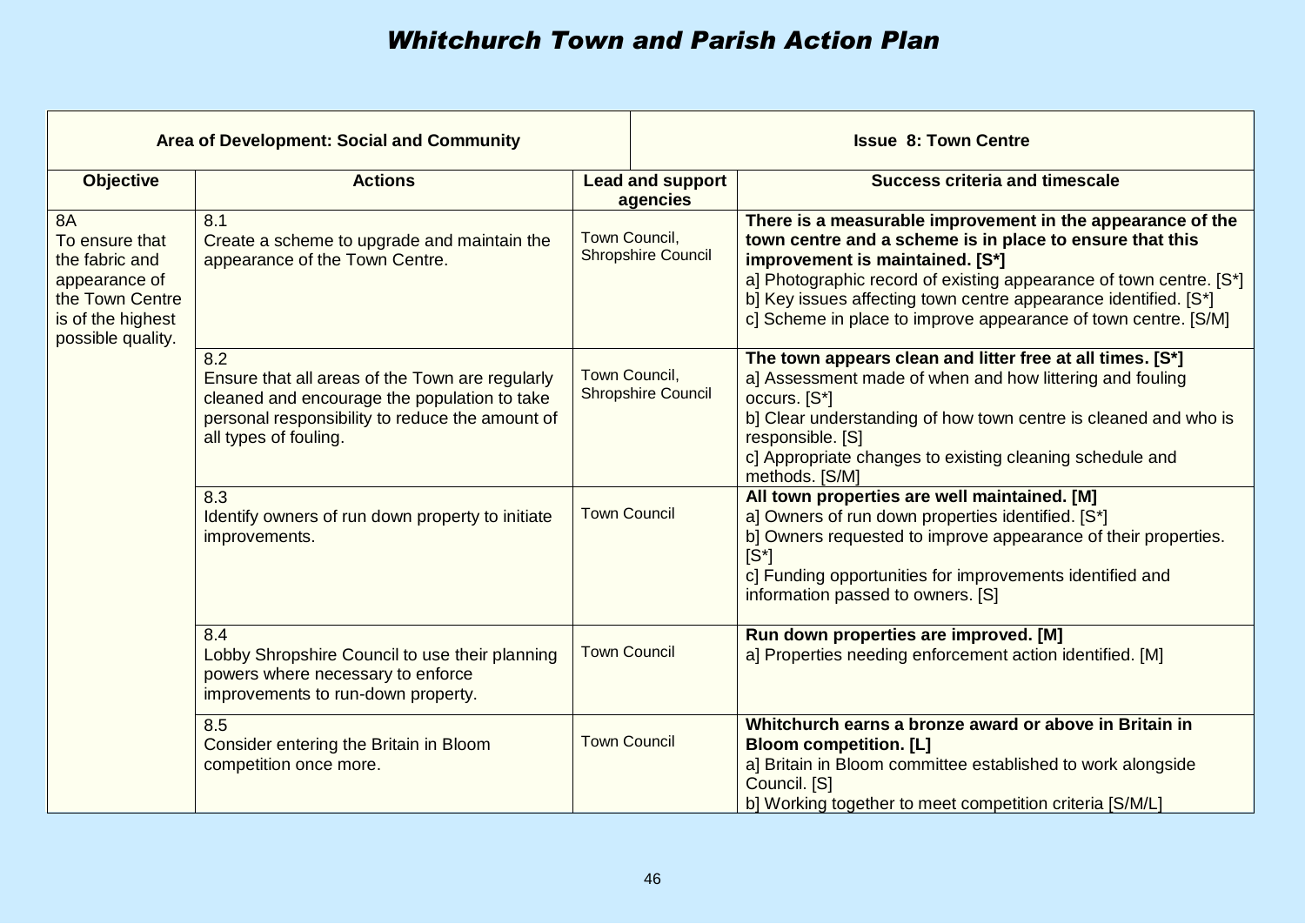# *Whitchurch Town and Parish Action Plan*

| **Area of Development: Social and Community** | | | **Issue 8: Town Centre** |
|---|---|---|---|
| **Objective** | **Actions** | **Lead and support agencies** | **Success criteria and timescale** |
| 8A<br>To ensure that the fabric and appearance of the Town Centre is of the highest possible quality. | 8.1<br>Create a scheme to upgrade and maintain the appearance of the Town Centre. | Town Council, Shropshire Council | **There is a measurable improvement in the appearance of the town centre and a scheme is in place to ensure that this improvement is maintained. [S*]**<br>a] Photographic record of existing appearance of town centre. [S*]<br>b] Key issues affecting town centre appearance identified. [S*]<br>c] Scheme in place to improve appearance of town centre. [S/M] |
| | 8.2<br>Ensure that all areas of the Town are regularly cleaned and encourage the population to take personal responsibility to reduce the amount of all types of fouling. | Town Council, Shropshire Council | **The town appears clean and litter free at all times. [S*]**<br>a] Assessment made of when and how littering and fouling occurs. [S*]<br>b] Clear understanding of how town centre is cleaned and who is responsible. [S]<br>c] Appropriate changes to existing cleaning schedule and methods. [S/M] |
| | 8.3<br>Identify owners of run down property to initiate improvements. | Town Council | **All town properties are well maintained. [M]**<br>a] Owners of run down properties identified. [S*]<br>b] Owners requested to improve appearance of their properties. [S*]<br>c] Funding opportunities for improvements identified and information passed to owners. [S] |
| | 8.4<br>Lobby Shropshire Council to use their planning powers where necessary to enforce improvements to run-down property. | Town Council | **Run down properties are improved. [M]**<br>a] Properties needing enforcement action identified. [M] |
| | 8.5<br>Consider entering the Britain in Bloom competition once more. | Town Council | **Whitchurch earns a bronze award or above in Britain in Bloom competition. [L]**<br>a] Britain in Bloom committee established to work alongside Council. [S]<br>b] Working together to meet competition criteria [S/M/L] |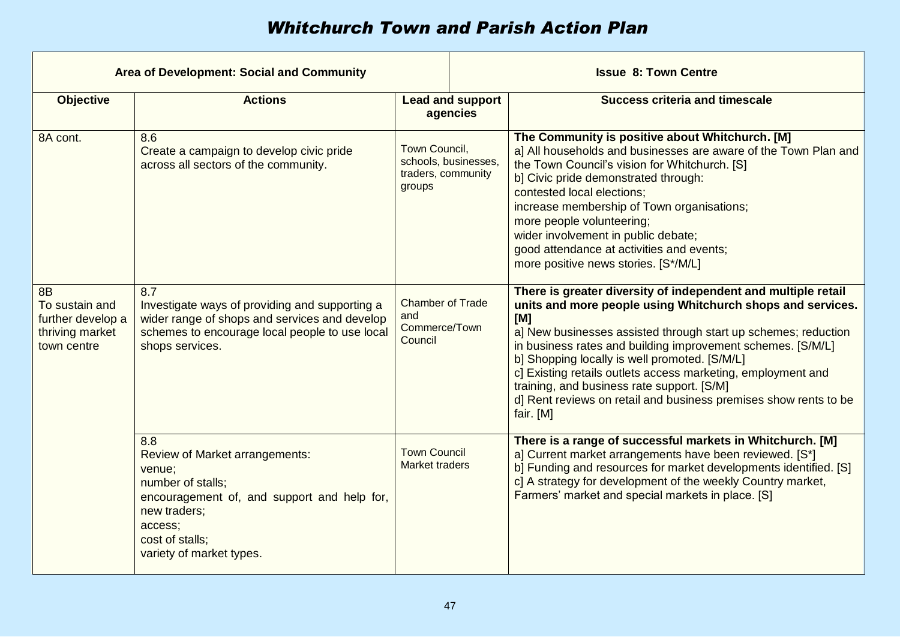# *Whitchurch Town and Parish Action Plan*

| Area of Development: Social and Community | | | Issue 8: Town Centre |
|---|---|---|---|
| **Objective** | **Actions** | **Lead and support agencies** | **Success criteria and timescale** |
| 8A cont. | 8.6<br>Create a campaign to develop civic pride across all sectors of the community. | Town Council, schools, businesses, traders, community groups | **The Community is positive about Whitchurch. [M]**<br>a] All households and businesses are aware of the Town Plan and the Town Council's vision for Whitchurch. [S]<br>b] Civic pride demonstrated through:<br>contested local elections;<br>increase membership of Town organisations;<br>more people volunteering;<br>wider involvement in public debate;<br>good attendance at activities and events;<br>more positive news stories. [S*/M/L] |
| 8B<br>To sustain and further develop a thriving market town centre | 8.7<br>Investigate ways of providing and supporting a wider range of shops and services and develop schemes to encourage local people to use local shops services. | Chamber of Trade and Commerce/Town Council | **There is greater diversity of independent and multiple retail units and more people using Whitchurch shops and services. [M]**<br>a] New businesses assisted through start up schemes; reduction in business rates and building improvement schemes. [S/M/L]<br>b] Shopping locally is well promoted. [S/M/L]<br>c] Existing retails outlets access marketing, employment and training, and business rate support. [S/M]<br>d] Rent reviews on retail and business premises show rents to be fair. [M] |
| | 8.8<br>Review of Market arrangements:<br>venue;<br>number of stalls;<br>encouragement of, and support and help for, new traders;<br>access;<br>cost of stalls;<br>variety of market types. | Town Council<br>Market traders | **There is a range of successful markets in Whitchurch. [M]**<br>a] Current market arrangements have been reviewed. [S*]<br>b] Funding and resources for market developments identified. [S]<br>c] A strategy for development of the weekly Country market, Farmers' market and special markets in place. [S] |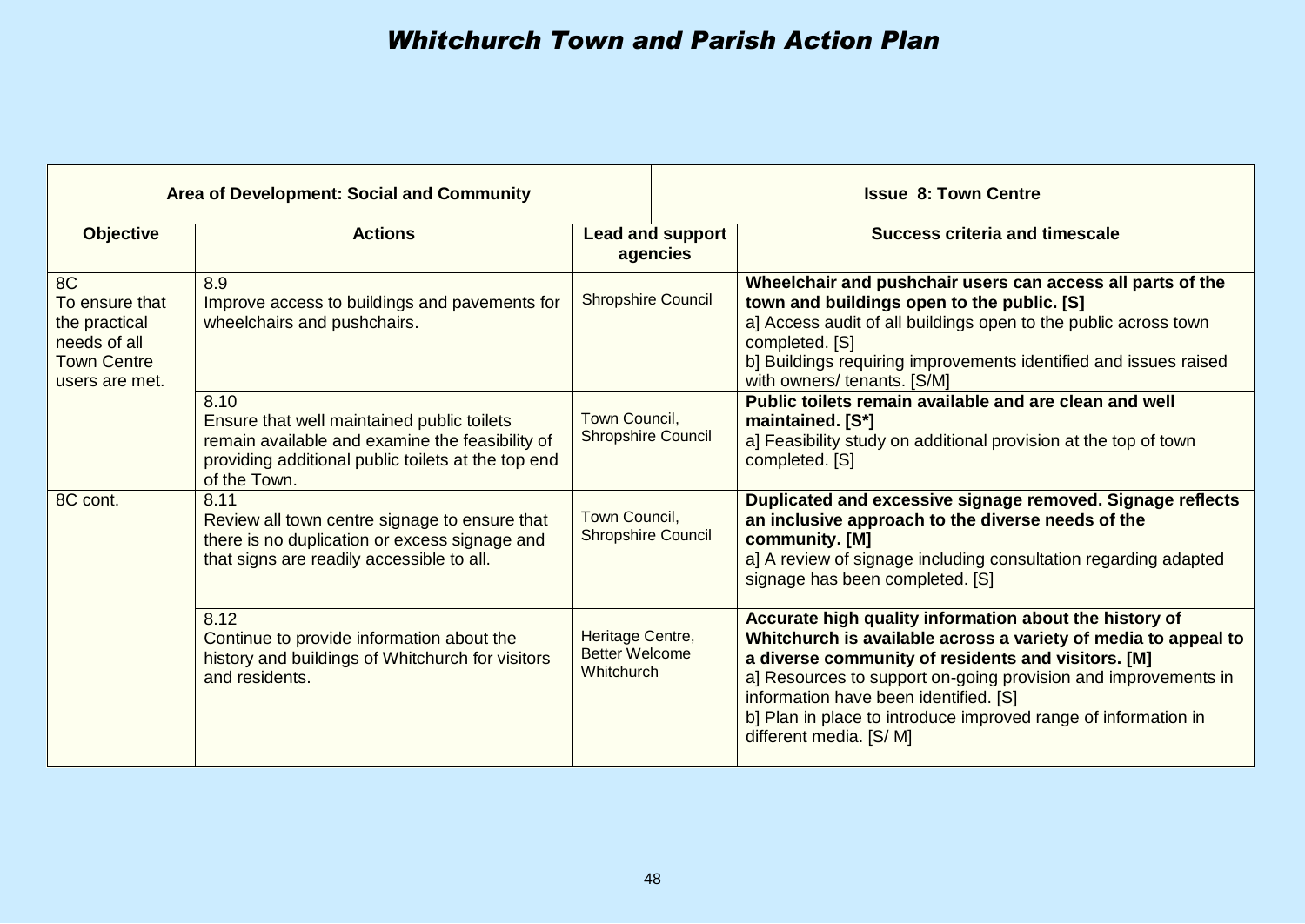# Whitchurch Town and Parish Action Plan

| Area of Development: Social and Community | | | Issue 8: Town Centre |
|---|---|---|---|
| **Objective** | **Actions** | **Lead and support agencies** | **Success criteria and timescale** |
| 8C<br>To ensure that the practical needs of all Town Centre users are met. | 8.9<br>Improve access to buildings and pavements for wheelchairs and pushchairs. | Shropshire Council | **Wheelchair and pushchair users can access all parts of the town and buildings open to the public. [S]**<br>a] Access audit of all buildings open to the public across town completed. [S]<br>b] Buildings requiring improvements identified and issues raised with owners/ tenants. [S/M] |
| | 8.10<br>Ensure that well maintained public toilets remain available and examine the feasibility of providing additional public toilets at the top end of the Town. | Town Council, Shropshire Council | **Public toilets remain available and are clean and well maintained. [S*]**<br>a] Feasibility study on additional provision at the top of town completed. [S] |
| 8C cont. | 8.11<br>Review all town centre signage to ensure that there is no duplication or excess signage and that signs are readily accessible to all. | Town Council, Shropshire Council | **Duplicated and excessive signage removed. Signage reflects an inclusive approach to the diverse needs of the community. [M]**<br>a] A review of signage including consultation regarding adapted signage has been completed. [S] |
| | 8.12<br>Continue to provide information about the history and buildings of Whitchurch for visitors and residents. | Heritage Centre, Better Welcome Whitchurch | **Accurate high quality information about the history of Whitchurch is available across a variety of media to appeal to a diverse community of residents and visitors. [M]**<br>a] Resources to support on-going provision and improvements in information have been identified. [S]<br>b] Plan in place to introduce improved range of information in different media. [S/ M] |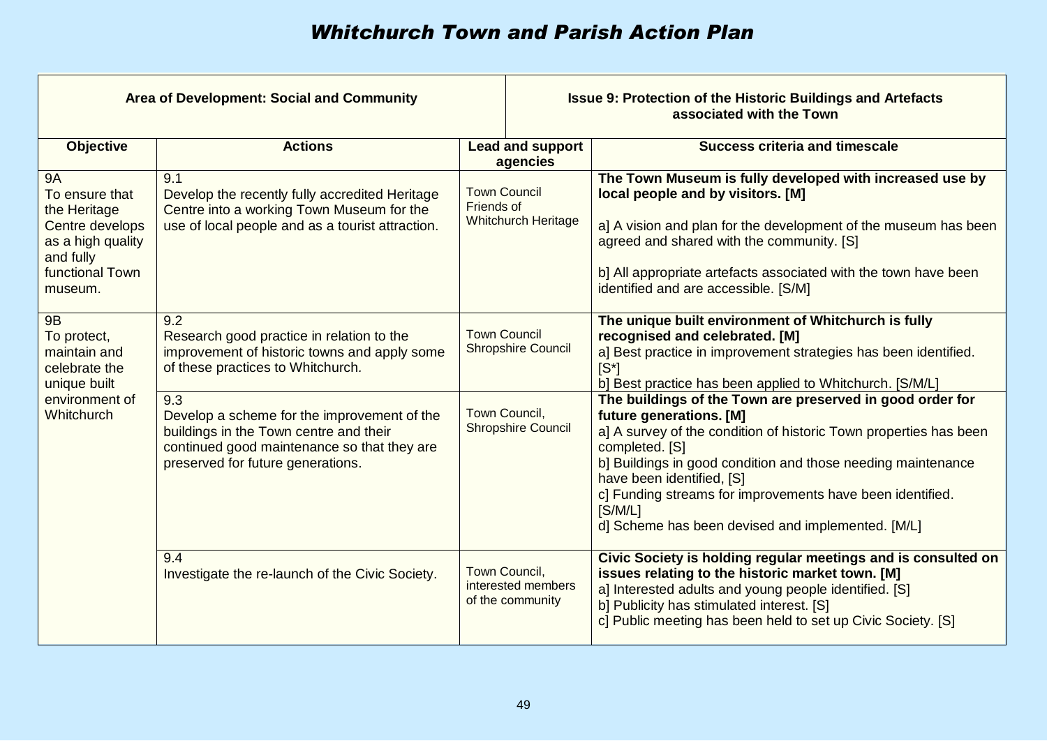# *Whitchurch Town and Parish Action Plan*

| Area of Development: Social and Community | | Issue 9: Protection of the Historic Buildings and Artefacts associated with the Town | |
|---|---|---|---|
| **Objective** | **Actions** | **Lead and support agencies** | **Success criteria and timescale** |
| 9A<br>To ensure that the Heritage Centre develops as a high quality and fully functional Town museum. | 9.1<br>Develop the recently fully accredited Heritage Centre into a working Town Museum for the use of local people and as a tourist attraction. | Town Council<br>Friends of Whitchurch Heritage | **The Town Museum is fully developed with increased use by local people and by visitors. [M]**<br><br>a] A vision and plan for the development of the museum has been agreed and shared with the community. [S]<br><br>b] All appropriate artefacts associated with the town have been identified and are accessible. [S/M] |
| 9B<br>To protect, maintain and celebrate the unique built environment of Whitchurch | 9.2<br>Research good practice in relation to the improvement of historic towns and apply some of these practices to Whitchurch. | Town Council<br>Shropshire Council | **The unique built environment of Whitchurch is fully recognised and celebrated. [M]**<br>a] Best practice in improvement strategies has been identified. [S*]<br>b] Best practice has been applied to Whitchurch. [S/M/L] |
| | 9.3<br>Develop a scheme for the improvement of the buildings in the Town centre and their continued good maintenance so that they are preserved for future generations. | Town Council,<br>Shropshire Council | **The buildings of the Town are preserved in good order for future generations. [M]**<br>a] A survey of the condition of historic Town properties has been completed. [S]<br>b] Buildings in good condition and those needing maintenance have been identified, [S]<br>c] Funding streams for improvements have been identified. [S/M/L]<br>d] Scheme has been devised and implemented. [M/L] |
| | 9.4<br>Investigate the re-launch of the Civic Society. | Town Council,<br>interested members of the community | **Civic Society is holding regular meetings and is consulted on issues relating to the historic market town. [M]**<br>a] Interested adults and young people identified. [S]<br>b] Publicity has stimulated interest. [S]<br>c] Public meeting has been held to set up Civic Society. [S] |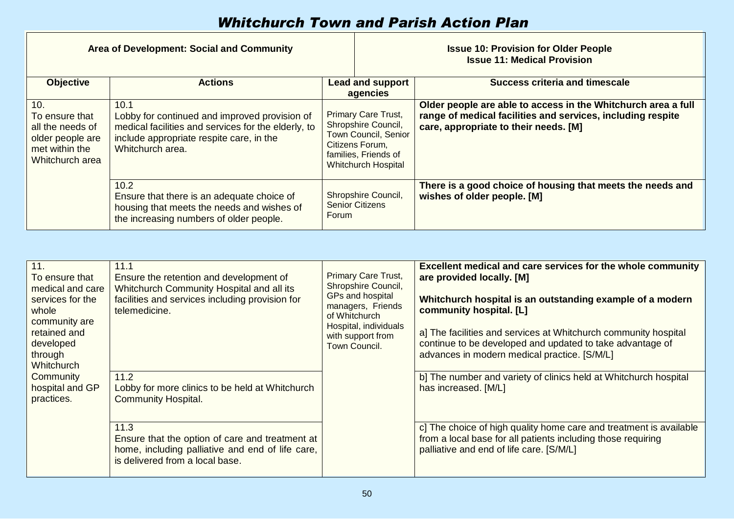# Whitchurch Town and Parish Action Plan

| Area of Development: Social and Community | | Issue 10: Provision for Older People<br>Issue 11: Medical Provision | |
|---|---|---|---|
| **Objective** | **Actions** | **Lead and support agencies** | **Success criteria and timescale** |
| 10.<br>To ensure that all the needs of older people are met within the Whitchurch area | 10.1<br>Lobby for continued and improved provision of medical facilities and services for the elderly, to include appropriate respite care, in the Whitchurch area. | Primary Care Trust, Shropshire Council, Town Council, Senior Citizens Forum, families, Friends of Whitchurch Hospital | **Older people are able to access in the Whitchurch area a full range of medical facilities and services, including respite care, appropriate to their needs. [M]** |
| | 10.2<br>Ensure that there is an adequate choice of housing that meets the needs and wishes of the increasing numbers of older people. | Shropshire Council, Senior Citizens Forum | **There is a good choice of housing that meets the needs and wishes of older people. [M]** |

| | | | |
|---|---|---|---|
| 11.<br>To ensure that medical and care services for the whole community are retained and developed through Whitchurch Community hospital and GP practices. | 11.1<br>Ensure the retention and development of Whitchurch Community Hospital and all its facilities and services including provision for telemedicine. | Primary Care Trust, Shropshire Council, GPs and hospital managers, Friends of Whitchurch Hospital, individuals with support from Town Council. | **Excellent medical and care services for the whole community are provided locally. [M]**<br><br>**Whitchurch hospital is an outstanding example of a modern community hospital. [L]**<br><br>a] The facilities and services at Whitchurch community hospital continue to be developed and updated to take advantage of advances in modern medical practice. [S/M/L] |
| | 11.2<br>Lobby for more clinics to be held at Whitchurch Community Hospital. | | b] The number and variety of clinics held at Whitchurch hospital has increased. [M/L] |
| | 11.3<br>Ensure that the option of care and treatment at home, including palliative and end of life care, is delivered from a local base. | | c] The choice of high quality home care and treatment is available from a local base for all patients including those requiring palliative and end of life care. [S/M/L] |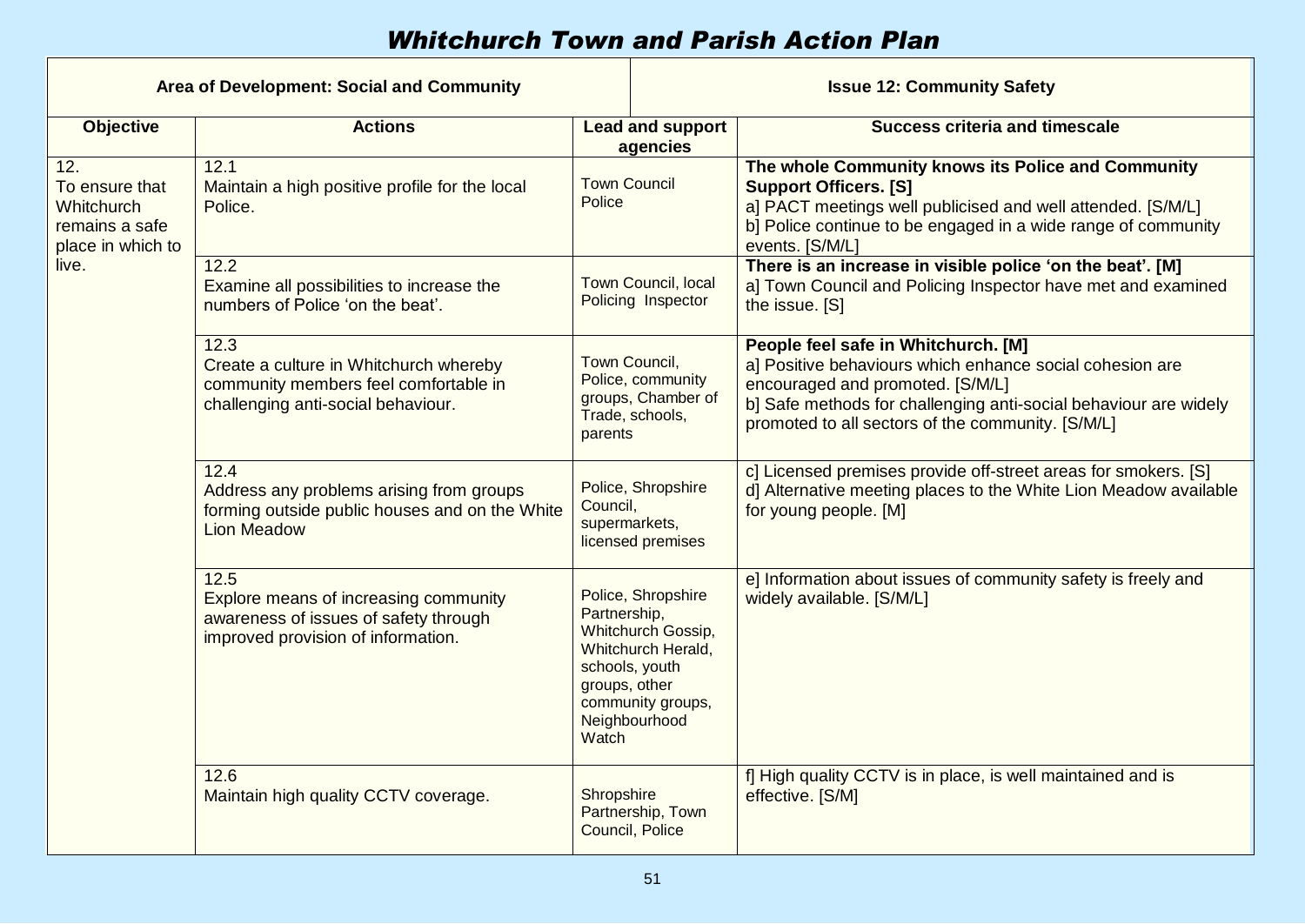# *Whitchurch Town and Parish Action Plan*

| Area of Development: Social and Community | | Issue 12: Community Safety | |
|---|---|---|---|
| **Objective** | **Actions** | **Lead and support agencies** | **Success criteria and timescale** |
| 12. To ensure that Whitchurch remains a safe place in which to live. | 12.1 Maintain a high positive profile for the local Police. | Town Council Police | **The whole Community knows its Police and Community Support Officers. [S]** a] PACT meetings well publicised and well attended. [S/M/L] b] Police continue to be engaged in a wide range of community events. [S/M/L] |
| | 12.2 Examine all possibilities to increase the numbers of Police 'on the beat'. | Town Council, local Policing Inspector | **There is an increase in visible police 'on the beat'. [M]** a] Town Council and Policing Inspector have met and examined the issue. [S] |
| | 12.3 Create a culture in Whitchurch whereby community members feel comfortable in challenging anti-social behaviour. | Town Council, Police, community groups, Chamber of Trade, schools, parents | **People feel safe in Whitchurch. [M]** a] Positive behaviours which enhance social cohesion are encouraged and promoted. [S/M/L] b] Safe methods for challenging anti-social behaviour are widely promoted to all sectors of the community. [S/M/L] |
| | 12.4 Address any problems arising from groups forming outside public houses and on the White Lion Meadow | Police, Shropshire Council, supermarkets, licensed premises | c] Licensed premises provide off-street areas for smokers. [S] d] Alternative meeting places to the White Lion Meadow available for young people. [M] |
| | 12.5 Explore means of increasing community awareness of issues of safety through improved provision of information. | Police, Shropshire Partnership, Whitchurch Gossip, Whitchurch Herald, schools, youth groups, other community groups, Neighbourhood Watch | e] Information about issues of community safety is freely and widely available. [S/M/L] |
| | 12.6 Maintain high quality CCTV coverage. | Shropshire Partnership, Town Council, Police | f] High quality CCTV is in place, is well maintained and is effective. [S/M] |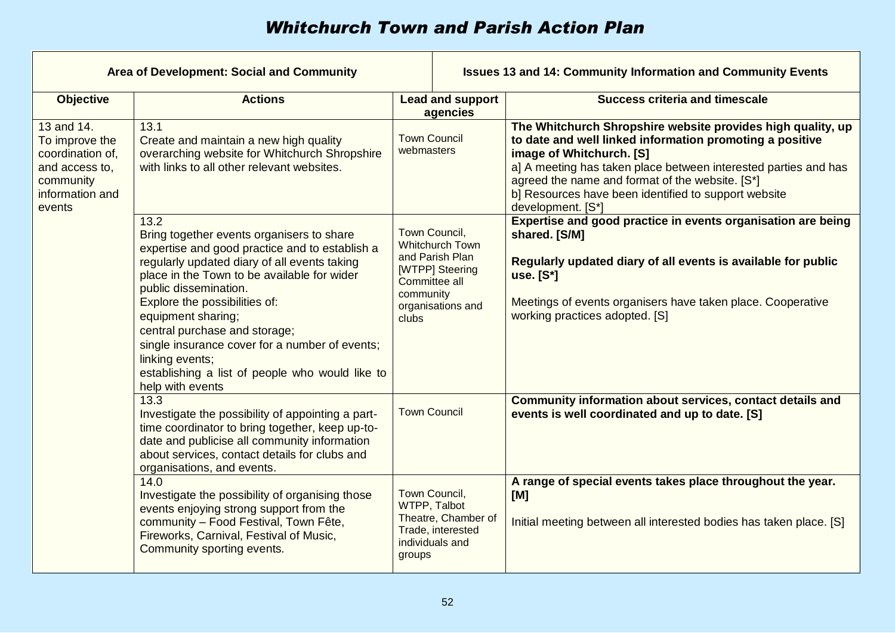# *Whitchurch Town and Parish Action Plan*

| Area of Development: Social and Community | | Issues 13 and 14: Community Information and Community Events | |
|---|---|---|---|
| **Objective** | **Actions** | **Lead and support agencies** | **Success criteria and timescale** |
| 13 and 14. To improve the coordination of, and access to, community information and events | 13.1<br>Create and maintain a new high quality overarching website for Whitchurch Shropshire with links to all other relevant websites. | Town Council webmasters | **The Whitchurch Shropshire website provides high quality, up to date and well linked information promoting a positive image of Whitchurch. [S]**<br>a] A meeting has taken place between interested parties and has agreed the name and format of the website. [S*]<br>b] Resources have been identified to support website development. [S*] |
| | 13.2<br>Bring together events organisers to share expertise and good practice and to establish a regularly updated diary of all events taking place in the Town to be available for wider public dissemination.<br>Explore the possibilities of:<br>equipment sharing;<br>central purchase and storage;<br>single insurance cover for a number of events;<br>linking events;<br>establishing a list of people who would like to help with events | Town Council, Whitchurch Town and Parish Plan [WTPP] Steering Committee all community organisations and clubs | **Expertise and good practice in events organisation are being shared. [S/M]**<br><br>**Regularly updated diary of all events is available for public use. [S*]**<br><br>Meetings of events organisers have taken place. Cooperative working practices adopted. [S] |
| | 13.3<br>Investigate the possibility of appointing a part-time coordinator to bring together, keep up-to-date and publicise all community information about services, contact details for clubs and organisations, and events. | Town Council | **Community information about services, contact details and events is well coordinated and up to date. [S]** |
| | 14.0<br>Investigate the possibility of organising those events enjoying strong support from the community – Food Festival, Town Fête, Fireworks, Carnival, Festival of Music, Community sporting events. | Town Council, WTPP, Talbot Theatre, Chamber of Trade, interested individuals and groups | **A range of special events takes place throughout the year. [M]**<br><br>Initial meeting between all interested bodies has taken place. [S] |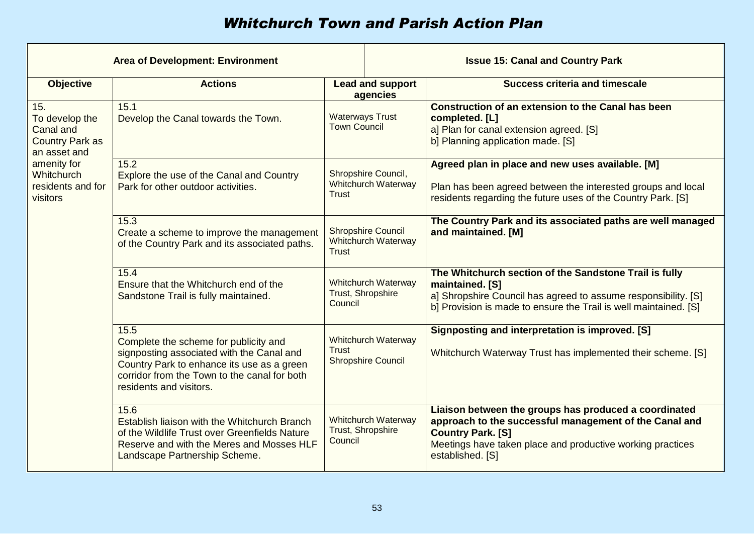# *Whitchurch Town and Parish Action Plan*

| **Area of Development: Environment** | | | **Issue 15: Canal and Country Park** |
|---|---|---|---|
| **Objective** | **Actions** | **Lead and support agencies** | **Success criteria and timescale** |
| 15. To develop the Canal and Country Park as an asset and amenity for Whitchurch residents and for visitors | 15.1 Develop the Canal towards the Town. | Waterways Trust Town Council | **Construction of an extension to the Canal has been completed. [L]** a] Plan for canal extension agreed. [S] b] Planning application made. [S] |
| | 15.2 Explore the use of the Canal and Country Park for other outdoor activities. | Shropshire Council, Whitchurch Waterway Trust | **Agreed plan in place and new uses available. [M]** Plan has been agreed between the interested groups and local residents regarding the future uses of the Country Park. [S] |
| | 15.3 Create a scheme to improve the management of the Country Park and its associated paths. | Shropshire Council Whitchurch Waterway Trust | **The Country Park and its associated paths are well managed and maintained. [M]** |
| | 15.4 Ensure that the Whitchurch end of the Sandstone Trail is fully maintained. | Whitchurch Waterway Trust, Shropshire Council | **The Whitchurch section of the Sandstone Trail is fully maintained. [S]** a] Shropshire Council has agreed to assume responsibility. [S] b] Provision is made to ensure the Trail is well maintained. [S] |
| | 15.5 Complete the scheme for publicity and signposting associated with the Canal and Country Park to enhance its use as a green corridor from the Town to the canal for both residents and visitors. | Whitchurch Waterway Trust Shropshire Council | **Signposting and interpretation is improved. [S]** Whitchurch Waterway Trust has implemented their scheme. [S] |
| | 15.6 Establish liaison with the Whitchurch Branch of the Wildlife Trust over Greenfields Nature Reserve and with the Meres and Mosses HLF Landscape Partnership Scheme. | Whitchurch Waterway Trust, Shropshire Council | **Liaison between the groups has produced a coordinated approach to the successful management of the Canal and Country Park. [S]** Meetings have taken place and productive working practices established. [S] |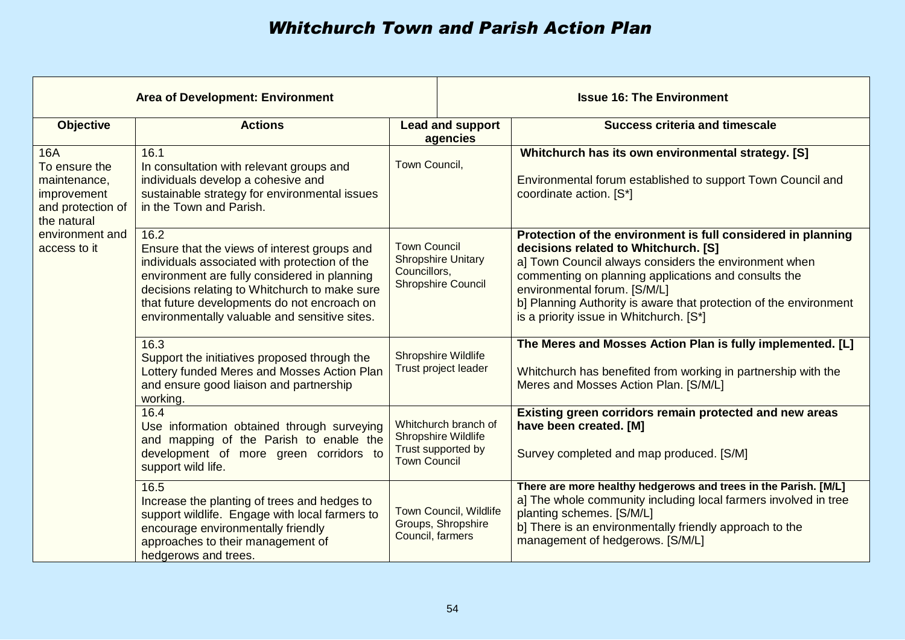# *Whitchurch Town and Parish Action Plan*

| **Area of Development: Environment** | | | **Issue 16: The Environment** |
|---|---|---|---|
| **Objective** | **Actions** | **Lead and support agencies** | **Success criteria and timescale** |
| 16A<br>To ensure the maintenance, improvement and protection of the natural environment and access to it | 16.1<br>In consultation with relevant groups and individuals develop a cohesive and sustainable strategy for environmental issues in the Town and Parish. | Town Council, | **Whitchurch has its own environmental strategy. [S]**<br><br>Environmental forum established to support Town Council and coordinate action. [S*] |
| | 16.2<br>Ensure that the views of interest groups and individuals associated with protection of the environment are fully considered in planning decisions relating to Whitchurch to make sure that future developments do not encroach on environmentally valuable and sensitive sites. | Town Council<br>Shropshire Unitary Councillors,<br>Shropshire Council | **Protection of the environment is full considered in planning decisions related to Whitchurch. [S]**<br>a] Town Council always considers the environment when commenting on planning applications and consults the environmental forum. [S/M/L]<br>b] Planning Authority is aware that protection of the environment is a priority issue in Whitchurch. [S*] |
| | 16.3<br>Support the initiatives proposed through the Lottery funded Meres and Mosses Action Plan and ensure good liaison and partnership working. | Shropshire Wildlife Trust project leader | **The Meres and Mosses Action Plan is fully implemented. [L]**<br><br>Whitchurch has benefited from working in partnership with the Meres and Mosses Action Plan. [S/M/L] |
| | 16.4<br>Use information obtained through surveying and mapping of the Parish to enable the development of more green corridors to support wild life. | Whitchurch branch of Shropshire Wildlife Trust supported by Town Council | **Existing green corridors remain protected and new areas have been created. [M]**<br><br>Survey completed and map produced. [S/M] |
| | 16.5<br>Increase the planting of trees and hedges to support wildlife. Engage with local farmers to encourage environmentally friendly approaches to their management of hedgerows and trees. | Town Council, Wildlife Groups, Shropshire Council, farmers | **There are more healthy hedgerows and trees in the Parish. [M/L]**<br>a] The whole community including local farmers involved in tree planting schemes. [S/M/L]<br>b] There is an environmentally friendly approach to the management of hedgerows. [S/M/L] |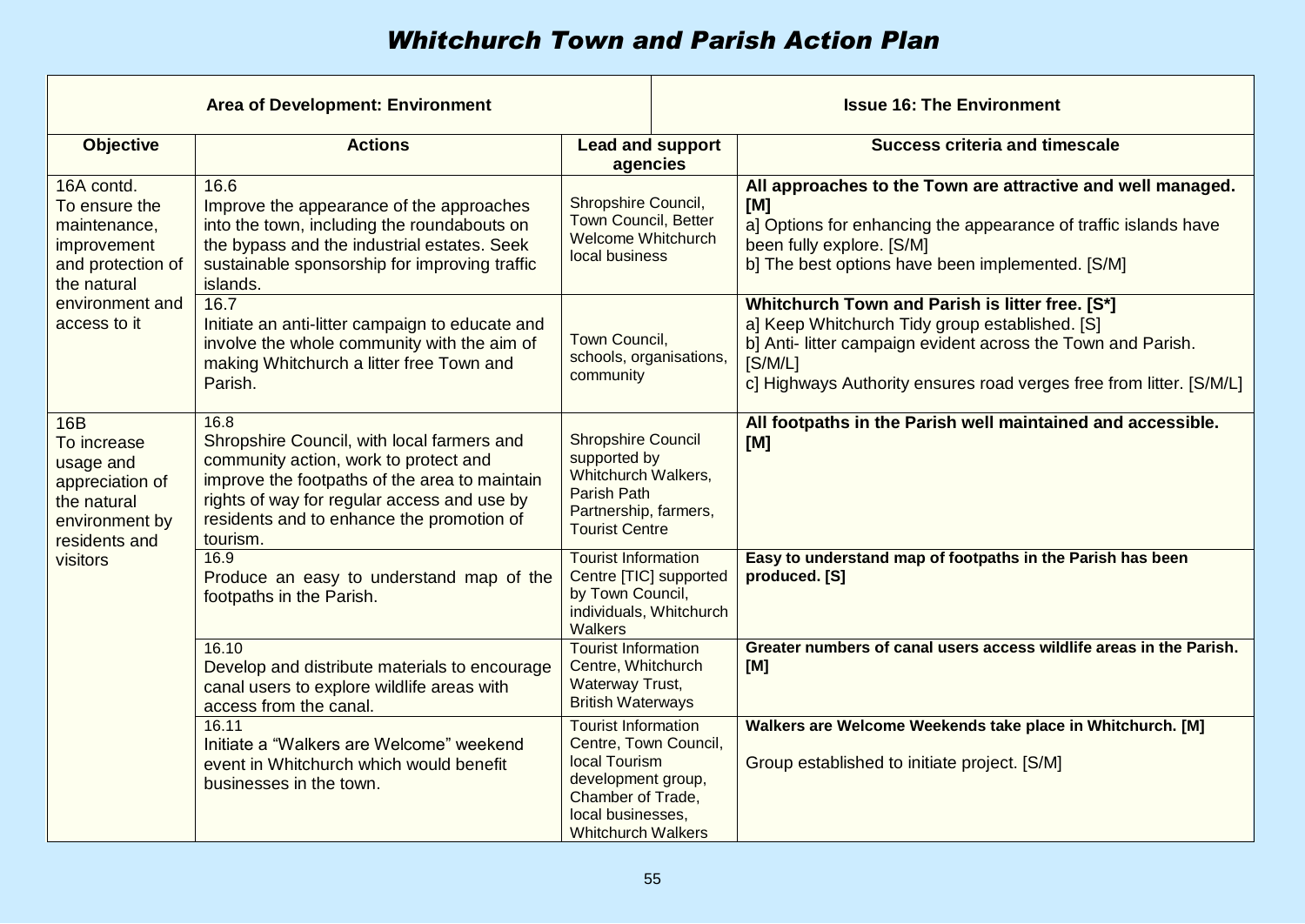# Whitchurch Town and Parish Action Plan

| Area of Development: Environment | | | Issue 16: The Environment |
|---|---|---|---|
| **Objective** | **Actions** | **Lead and support agencies** | **Success criteria and timescale** |
| 16A contd. To ensure the maintenance, improvement and protection of the natural environment and access to it | 16.6 Improve the appearance of the approaches into the town, including the roundabouts on the bypass and the industrial estates. Seek sustainable sponsorship for improving traffic islands. | Shropshire Council, Town Council, Better Welcome Whitchurch local business | **All approaches to the Town are attractive and well managed. [M]** a] Options for enhancing the appearance of traffic islands have been fully explore. [S/M] b] The best options have been implemented. [S/M] |
| | 16.7 Initiate an anti-litter campaign to educate and involve the whole community with the aim of making Whitchurch a litter free Town and Parish. | Town Council, schools, organisations, community | **Whitchurch Town and Parish is litter free. [S*]** a] Keep Whitchurch Tidy group established. [S] b] Anti- litter campaign evident across the Town and Parish. [S/M/L] c] Highways Authority ensures road verges free from litter. [S/M/L] |
| 16B To increase usage and appreciation of the natural environment by residents and visitors | 16.8 Shropshire Council, with local farmers and community action, work to protect and improve the footpaths of the area to maintain rights of way for regular access and use by residents and to enhance the promotion of tourism. | Shropshire Council supported by Whitchurch Walkers, Parish Path Partnership, farmers, Tourist Centre | **All footpaths in the Parish well maintained and accessible. [M]** |
| | 16.9 Produce an easy to understand map of the footpaths in the Parish. | Tourist Information Centre [TIC] supported by Town Council, individuals, Whitchurch Walkers | **Easy to understand map of footpaths in the Parish has been produced. [S]** |
| | 16.10 Develop and distribute materials to encourage canal users to explore wildlife areas with access from the canal. | Tourist Information Centre, Whitchurch Waterway Trust, British Waterways | **Greater numbers of canal users access wildlife areas in the Parish. [M]** |
| | 16.11 Initiate a "Walkers are Welcome" weekend event in Whitchurch which would benefit businesses in the town. | Tourist Information Centre, Town Council, local Tourism development group, Chamber of Trade, local businesses, Whitchurch Walkers | **Walkers are Welcome Weekends take place in Whitchurch. [M]** Group established to initiate project. [S/M] |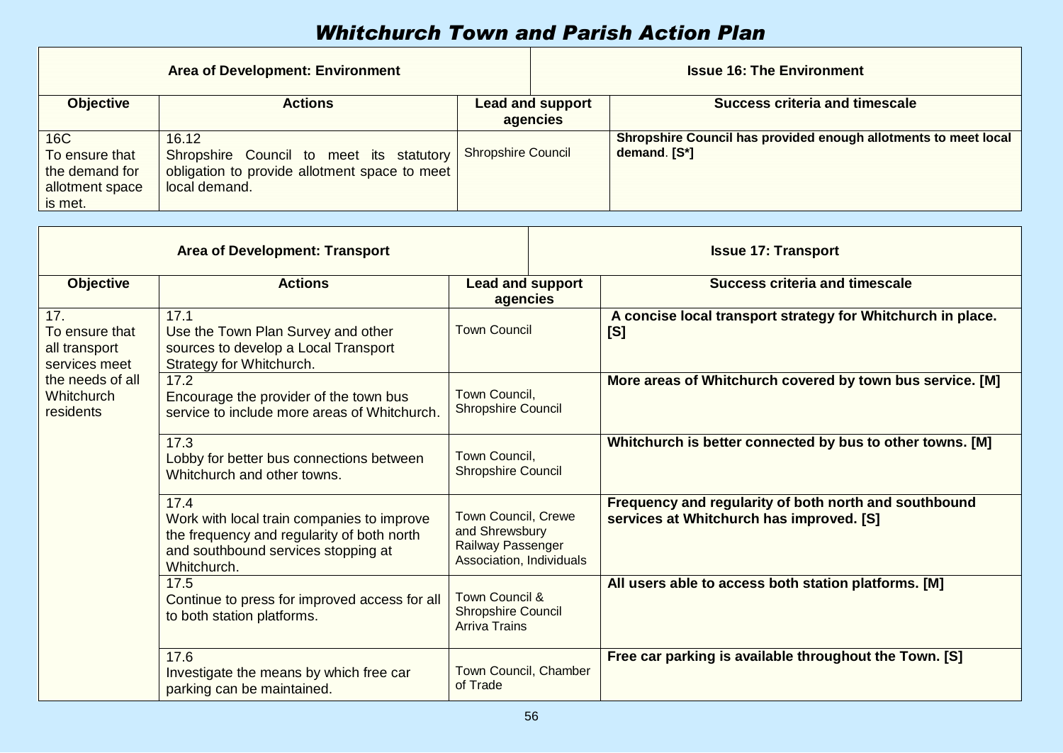# *Whitchurch Town and Parish Action Plan*

| Area of Development: Environment | | Issue 16: The Environment | |
|---|---|---|---|
| **Objective** | **Actions** | **Lead and support agencies** | **Success criteria and timescale** |
| 16C<br>To ensure that the demand for allotment space is met. | 16.12<br>Shropshire Council to meet its statutory obligation to provide allotment space to meet local demand. | Shropshire Council | **Shropshire Council has provided enough allotments to meet local demand. [S*]** |

| Area of Development: Transport | | Issue 17: Transport | |
|---|---|---|---|
| **Objective** | **Actions** | **Lead and support agencies** | **Success criteria and timescale** |
| 17.<br>To ensure that all transport services meet the needs of all Whitchurch residents | 17.1<br>Use the Town Plan Survey and other sources to develop a Local Transport Strategy for Whitchurch. | Town Council | **A concise local transport strategy for Whitchurch in place. [S]** |
| | 17.2<br>Encourage the provider of the town bus service to include more areas of Whitchurch. | Town Council, Shropshire Council | **More areas of Whitchurch covered by town bus service. [M]** |
| | 17.3<br>Lobby for better bus connections between Whitchurch and other towns. | Town Council, Shropshire Council | **Whitchurch is better connected by bus to other towns. [M]** |
| | 17.4<br>Work with local train companies to improve the frequency and regularity of both north and southbound services stopping at Whitchurch. | Town Council, Crewe and Shrewsbury Railway Passenger Association, Individuals | **Frequency and regularity of both north and southbound services at Whitchurch has improved. [S]** |
| | 17.5<br>Continue to press for improved access for all to both station platforms. | Town Council & Shropshire Council Arriva Trains | **All users able to access both station platforms. [M]** |
| | 17.6<br>Investigate the means by which free car parking can be maintained. | Town Council, Chamber of Trade | **Free car parking is available throughout the Town. [S]** |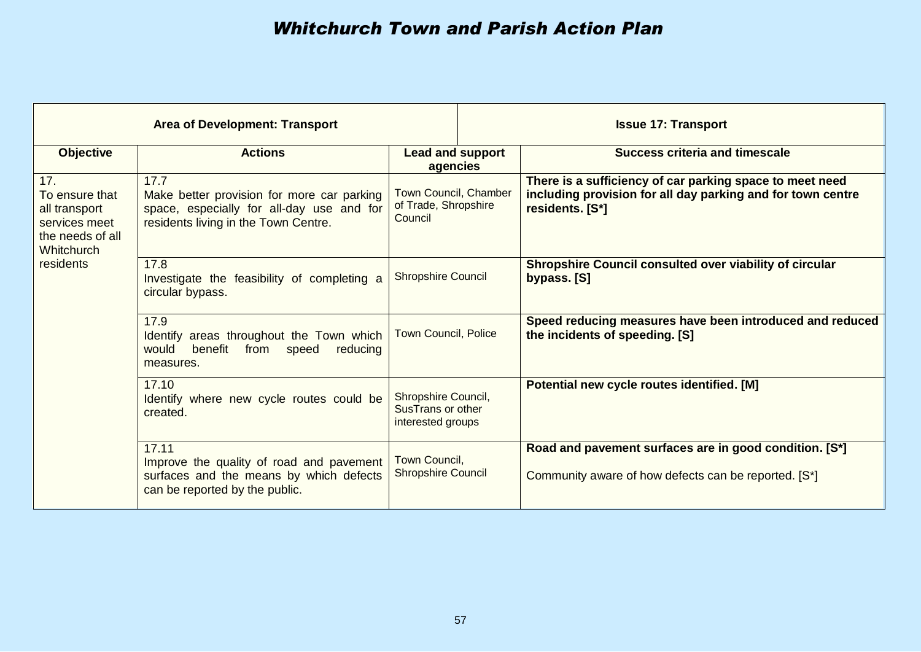# *Whitchurch Town and Parish Action Plan*

| Area of Development: Transport | | | Issue 17: Transport |
|---|---|---|---|
| **Objective** | **Actions** | **Lead and support agencies** | **Success criteria and timescale** |
| 17. To ensure that all transport services meet the needs of all Whitchurch residents | 17.7 Make better provision for more car parking space, especially for all-day use and for residents living in the Town Centre. | Town Council, Chamber of Trade, Shropshire Council | **There is a sufficiency of car parking space to meet need including provision for all day parking and for town centre residents. [S*]** |
| | 17.8 Investigate the feasibility of completing a circular bypass. | Shropshire Council | **Shropshire Council consulted over viability of circular bypass. [S]** |
| | 17.9 Identify areas throughout the Town which would benefit from speed reducing measures. | Town Council, Police | **Speed reducing measures have been introduced and reduced the incidents of speeding. [S]** |
| | 17.10 Identify where new cycle routes could be created. | Shropshire Council, SusTrans or other interested groups | **Potential new cycle routes identified. [M]** |
| | 17.11 Improve the quality of road and pavement surfaces and the means by which defects can be reported by the public. | Town Council, Shropshire Council | **Road and pavement surfaces are in good condition. [S*]**<br><br>Community aware of how defects can be reported. [S*] |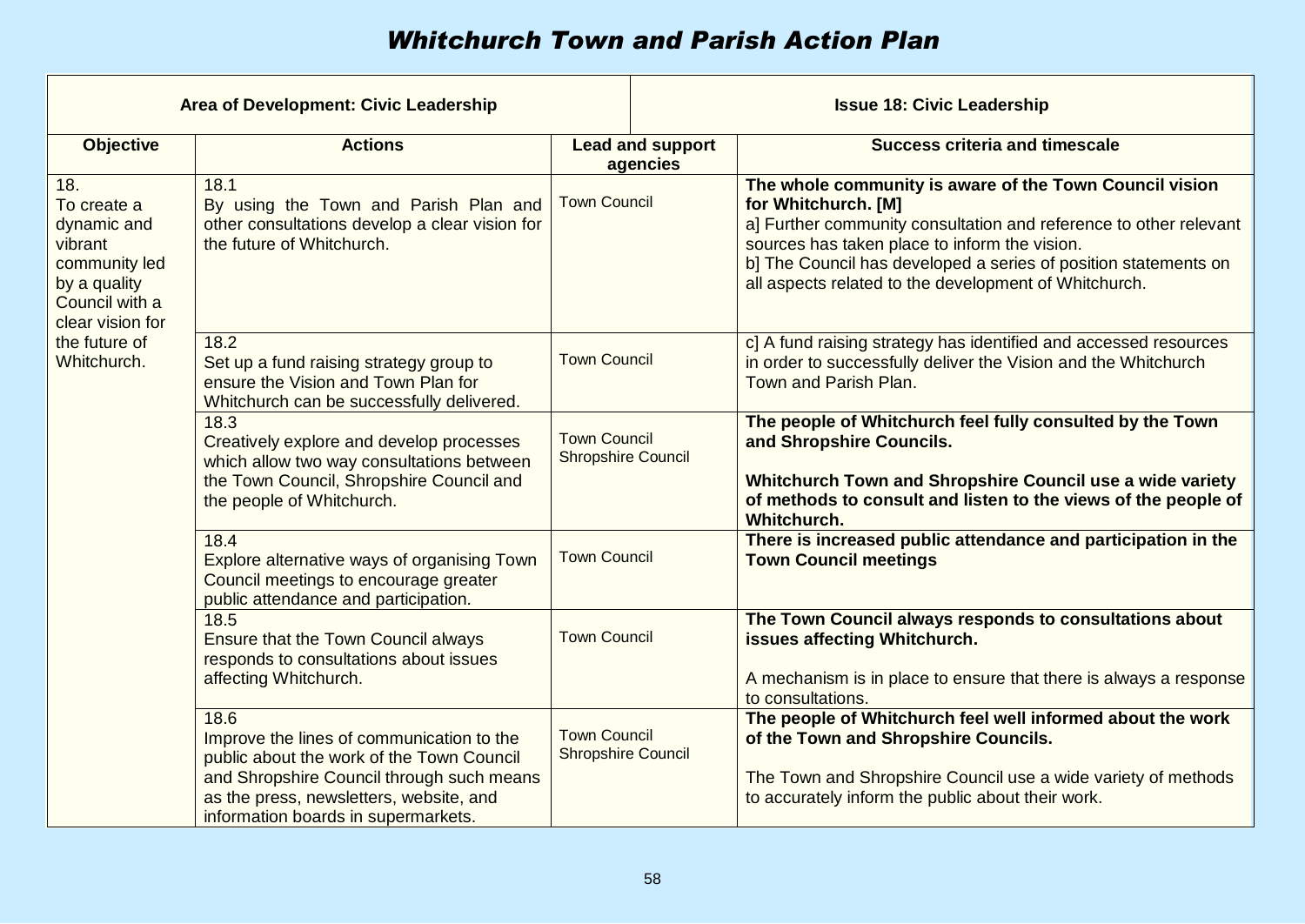# Whitchurch Town and Parish Action Plan

| Area of Development: Civic Leadership | | Issue 18: Civic Leadership | |
|---|---|---|---|
| **Objective** | **Actions** | **Lead and support agencies** | **Success criteria and timescale** |
| 18. To create a dynamic and vibrant community led by a quality Council with a clear vision for the future of Whitchurch. | 18.1 By using the Town and Parish Plan and other consultations develop a clear vision for the future of Whitchurch. | Town Council | **The whole community is aware of the Town Council vision for Whitchurch. [M]** a] Further community consultation and reference to other relevant sources has taken place to inform the vision. b] The Council has developed a series of position statements on all aspects related to the development of Whitchurch. |
| | 18.2 Set up a fund raising strategy group to ensure the Vision and Town Plan for Whitchurch can be successfully delivered. | Town Council | c] A fund raising strategy has identified and accessed resources in order to successfully deliver the Vision and the Whitchurch Town and Parish Plan. |
| | 18.3 Creatively explore and develop processes which allow two way consultations between the Town Council, Shropshire Council and the people of Whitchurch. | Town Council Shropshire Council | **The people of Whitchurch feel fully consulted by the Town and Shropshire Councils.** **Whitchurch Town and Shropshire Council use a wide variety of methods to consult and listen to the views of the people of Whitchurch.** |
| | 18.4 Explore alternative ways of organising Town Council meetings to encourage greater public attendance and participation. | Town Council | **There is increased public attendance and participation in the Town Council meetings** |
| | 18.5 Ensure that the Town Council always responds to consultations about issues affecting Whitchurch. | Town Council | **The Town Council always responds to consultations about issues affecting Whitchurch.** A mechanism is in place to ensure that there is always a response to consultations. |
| | 18.6 Improve the lines of communication to the public about the work of the Town Council and Shropshire Council through such means as the press, newsletters, website, and information boards in supermarkets. | Town Council Shropshire Council | **The people of Whitchurch feel well informed about the work of the Town and Shropshire Councils.** The Town and Shropshire Council use a wide variety of methods to accurately inform the public about their work. |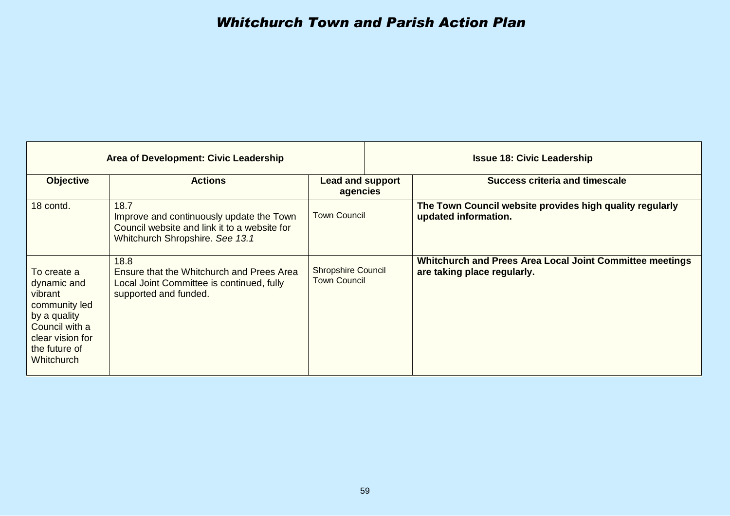# Whitchurch Town and Parish Action Plan

| Area of Development: Civic Leadership | | | Issue 18: Civic Leadership |
|---|---|---|---|
| **Objective** | **Actions** | **Lead and support agencies** | **Success criteria and timescale** |
| 18 contd. | 18.7<br>Improve and continuously update the Town Council website and link it to a website for Whitchurch Shropshire. *See 13.1* | Town Council | **The Town Council website provides high quality regularly updated information.** |
| To create a dynamic and vibrant community led by a quality Council with a clear vision for the future of Whitchurch | 18.8<br>Ensure that the Whitchurch and Prees Area Local Joint Committee is continued, fully supported and funded. | Shropshire Council<br>Town Council | **Whitchurch and Prees Area Local Joint Committee meetings are taking place regularly.** |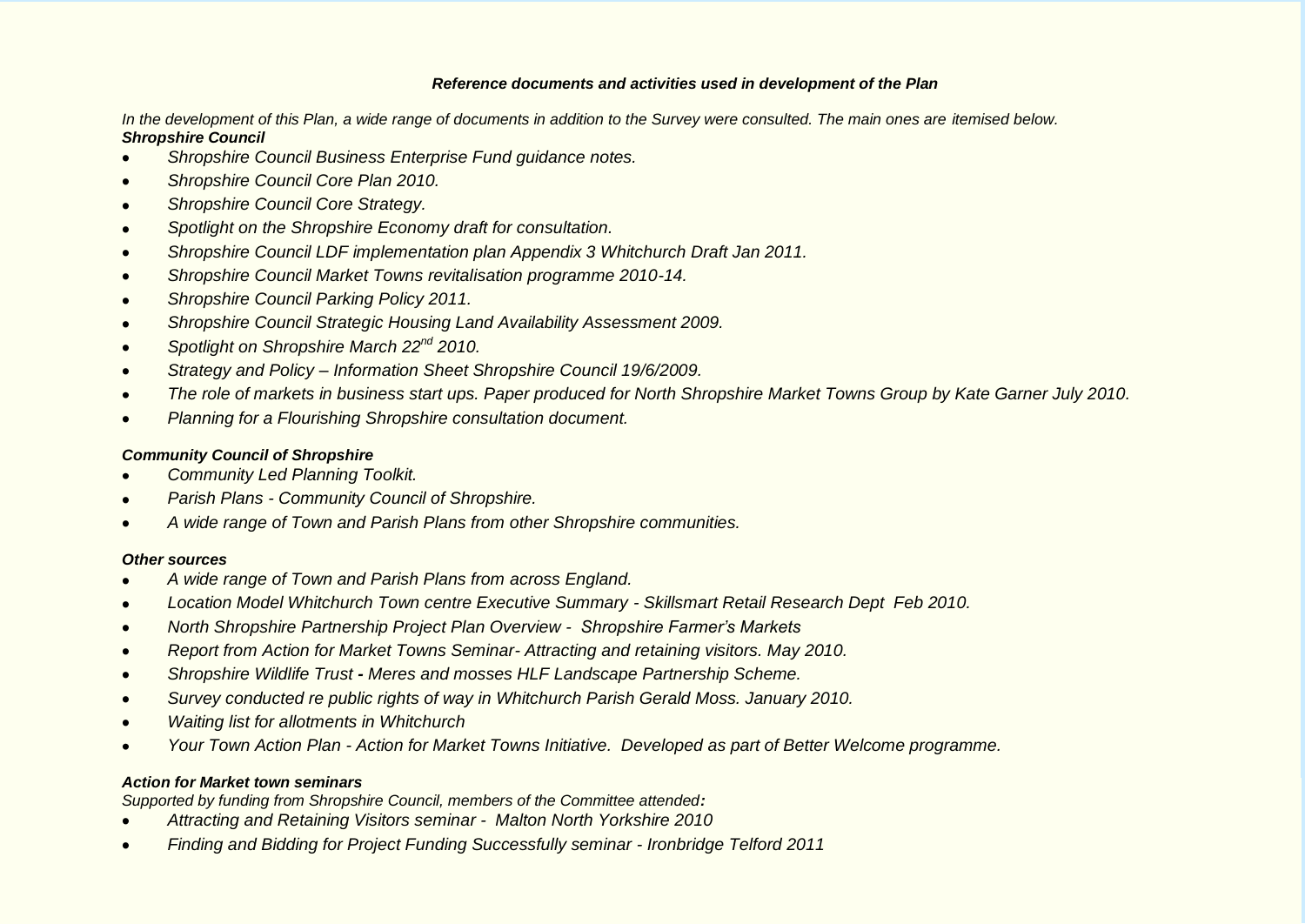### *Reference documents and activities used in development of the Plan*

*In the development of this Plan, a wide range of documents in addition to the Survey were consulted. The main ones are itemised below.*

***Shropshire Council***

- *Shropshire Council Business Enterprise Fund guidance notes.*
- *Shropshire Council Core Plan 2010.*
- *Shropshire Council Core Strategy.*
- *Spotlight on the Shropshire Economy draft for consultation.*
- *Shropshire Council LDF implementation plan Appendix 3 Whitchurch Draft Jan 2011.*
- *Shropshire Council Market Towns revitalisation programme 2010-14.*
- *Shropshire Council Parking Policy 2011.*
- *Shropshire Council Strategic Housing Land Availability Assessment 2009.*
- *Spotlight on Shropshire March 22nd 2010.*
- *Strategy and Policy – Information Sheet Shropshire Council 19/6/2009.*
- *The role of markets in business start ups. Paper produced for North Shropshire Market Towns Group by Kate Garner July 2010.*
- *Planning for a Flourishing Shropshire consultation document.*

***Community Council of Shropshire***

- *Community Led Planning Toolkit.*
- *Parish Plans - Community Council of Shropshire.*
- *A wide range of Town and Parish Plans from other Shropshire communities.*

***Other sources***

- *A wide range of Town and Parish Plans from across England.*
- *Location Model Whitchurch Town centre Executive Summary - Skillsmart Retail Research Dept Feb 2010.*
- *North Shropshire Partnership Project Plan Overview - Shropshire Farmer's Markets*
- *Report from Action for Market Towns Seminar- Attracting and retaining visitors. May 2010.*
- *Shropshire Wildlife Trust - Meres and mosses HLF Landscape Partnership Scheme.*
- *Survey conducted re public rights of way in Whitchurch Parish Gerald Moss. January 2010.*
- *Waiting list for allotments in Whitchurch*
- *Your Town Action Plan - Action for Market Towns Initiative. Developed as part of Better Welcome programme.*

***Action for Market town seminars***

*Supported by funding from Shropshire Council, members of the Committee attended:*

- *Attracting and Retaining Visitors seminar - Malton North Yorkshire 2010*
- *Finding and Bidding for Project Funding Successfully seminar - Ironbridge Telford 2011*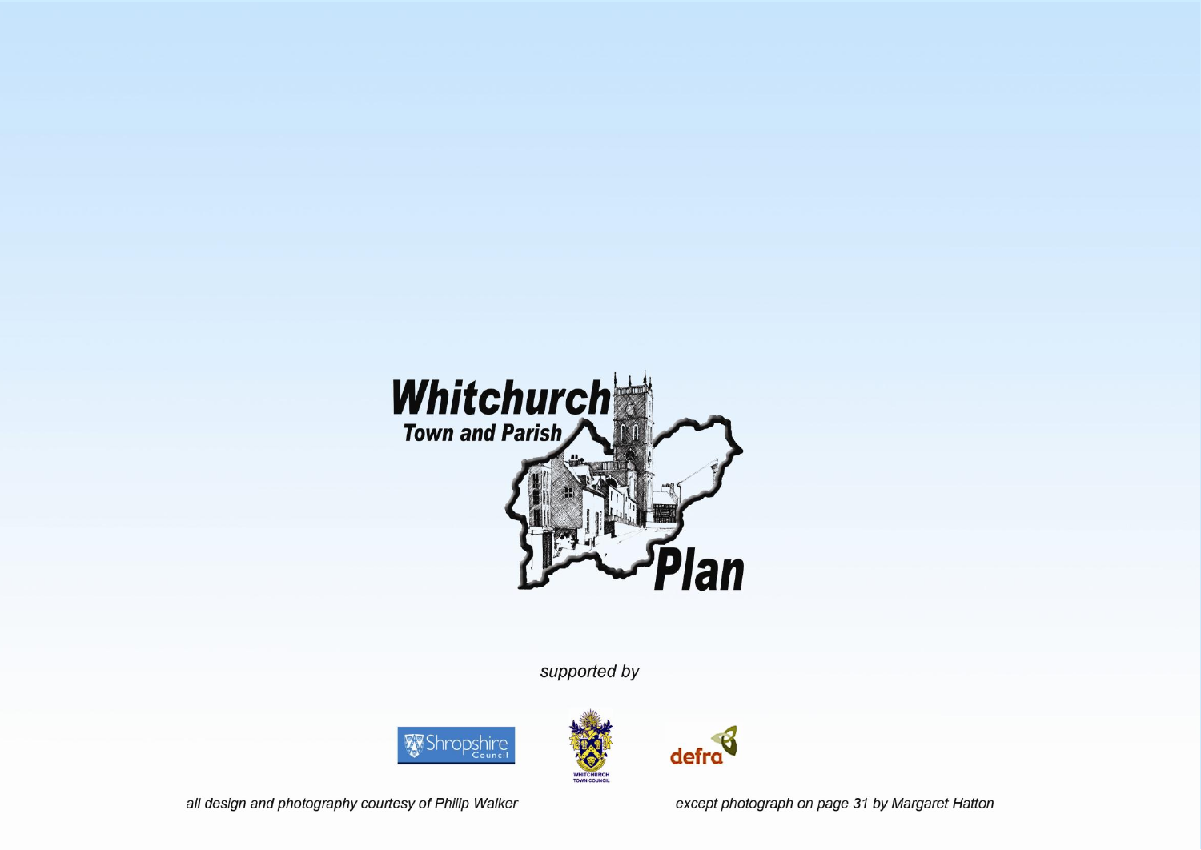Whitchurch Town and Parish Plan

*supported by*

*all design and photography courtesy of Philip Walker*

*except photograph on page 31 by Margaret Hatton*